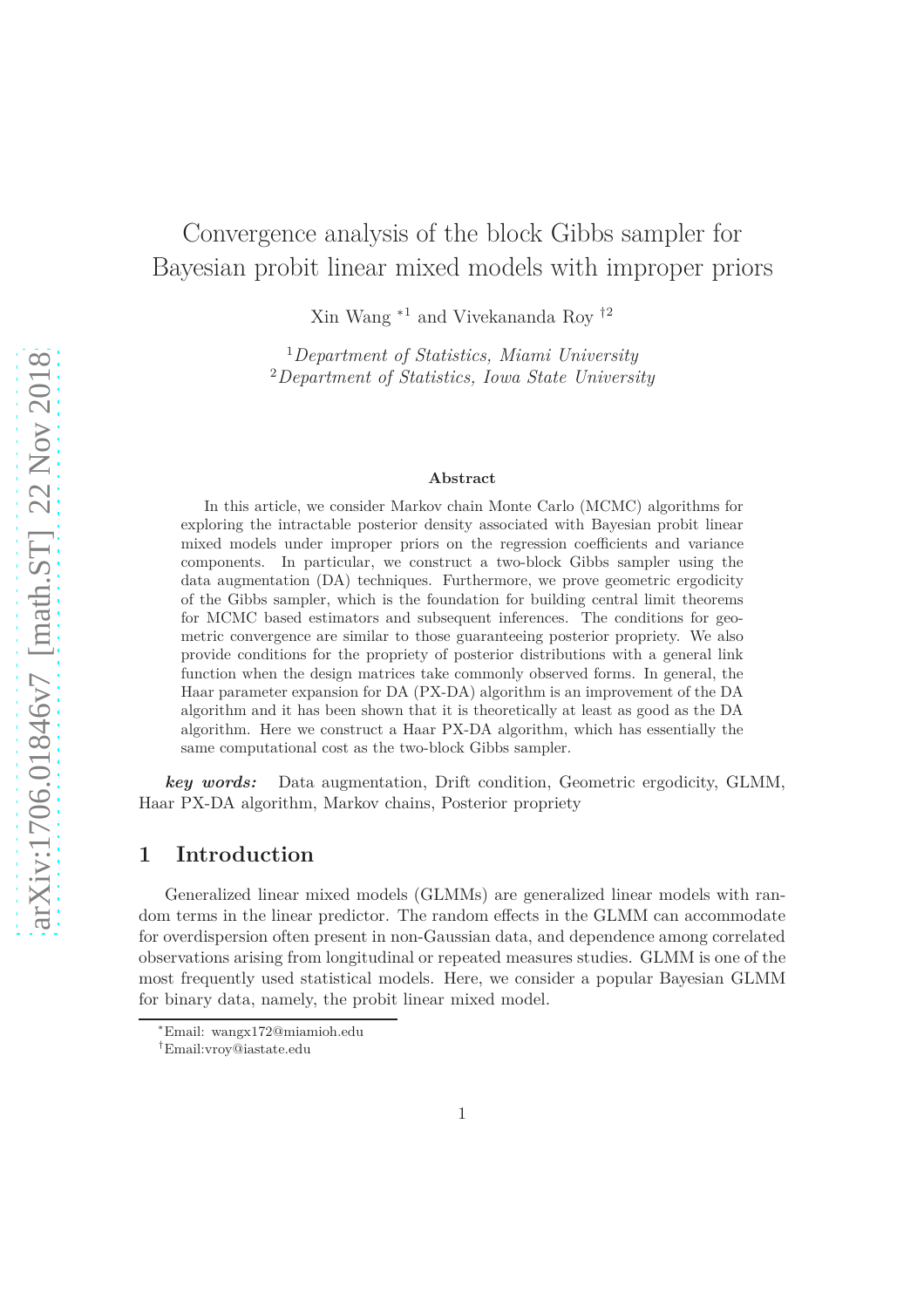# Convergence analysis of the block Gibbs sampler for Bayesian probit linear mixed models with improper priors

Xin Wang [*1] and Vivekananda Roy [†2]

[1] *Department of Statistics, Miami University*
[2] *Department of Statistics, Iowa State University*

## Abstract

In this article, we consider Markov chain Monte Carlo (MCMC) algorithms for exploring the intractable posterior density associated with Bayesian probit linear mixed models under improper priors on the regression coefficients and variance components. In particular, we construct a two-block Gibbs sampler using the data augmentation (DA) techniques. Furthermore, we prove geometric ergodicity of the Gibbs sampler, which is the foundation for building central limit theorems for MCMC based estimators and subsequent inferences. The conditions for geometric convergence are similar to those guaranteeing posterior propriety. We also provide conditions for the propriety of posterior distributions with a general link function when the design matrices take commonly observed forms. In general, the Haar parameter expansion for DA (PX-DA) algorithm is an improvement of the DA algorithm and it has been shown that it is theoretically at least as good as the DA algorithm. Here we construct a Haar PX-DA algorithm, which has essentially the same computational cost as the two-block Gibbs sampler.

***key words:*** Data augmentation, Drift condition, Geometric ergodicity, GLMM, Haar PX-DA algorithm, Markov chains, Posterior propriety

## 1 Introduction

Generalized linear mixed models (GLMMs) are generalized linear models with random terms in the linear predictor. The random effects in the GLMM can accommodate for overdispersion often present in non-Gaussian data, and dependence among correlated observations arising from longitudinal or repeated measures studies. GLMM is one of the most frequently used statistical models. Here, we consider a popular Bayesian GLMM for binary data, namely, the probit linear mixed model.

---

[*] Email: wangx172@miamioh.edu

[†] Email:vroy@iastate.edu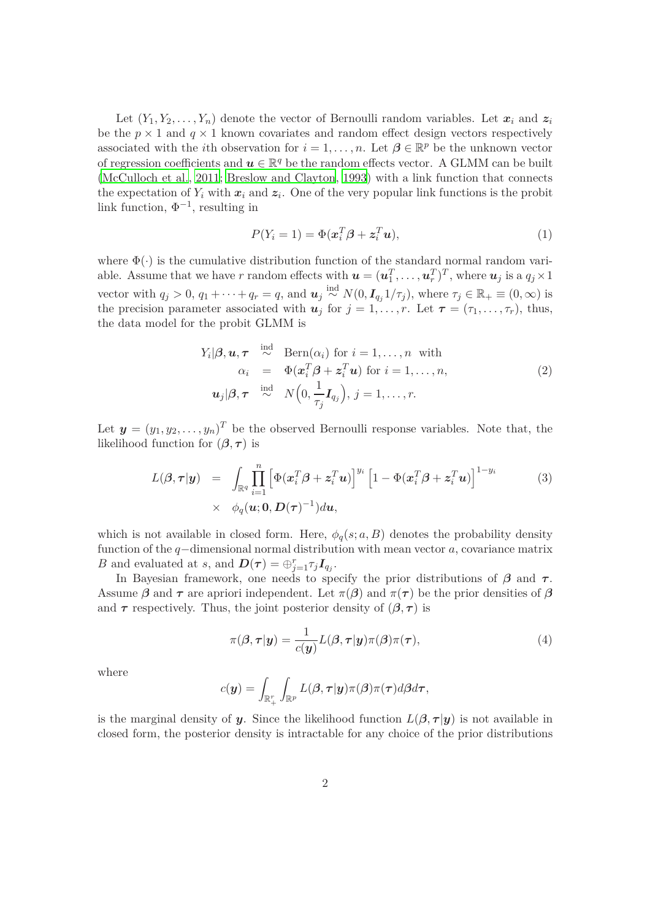Let $(Y_1, Y_2, \ldots, Y_n)$ denote the vector of Bernoulli random variables. Let $\boldsymbol{x}_i$ and $\boldsymbol{z}_i$ be the $p \times 1$ and $q \times 1$ known covariates and random effect design vectors respectively associated with the $i$th observation for $i = 1, \ldots, n$. Let $\boldsymbol{\beta} \in \mathbb{R}^p$ be the unknown vector of regression coefficients and $\boldsymbol{u} \in \mathbb{R}^q$ be the random effects vector. A GLMM can be built (McCulloch et al., 2011; Breslow and Clayton, 1993) with a link function that connects the expectation of $Y_i$ with $\boldsymbol{x}_i$ and $\boldsymbol{z}_i$. One of the very popular link functions is the probit link function, $\Phi^{-1}$, resulting in

$$P(Y_i = 1) = \Phi(\boldsymbol{x}_i^T \boldsymbol{\beta} + \boldsymbol{z}_i^T \boldsymbol{u}), \tag{1}$$

where $\Phi(\cdot)$ is the cumulative distribution function of the standard normal random variable. Assume that we have $r$ random effects with $\boldsymbol{u} = (\boldsymbol{u}_1^T, \ldots, \boldsymbol{u}_r^T)^T$, where $\boldsymbol{u}_j$ is a $q_j \times 1$ vector with $q_j > 0$, $q_1 + \cdots + q_r = q$, and $\boldsymbol{u}_j \overset{\text{ind}}{\sim} N(0, \boldsymbol{I}_{q_j} 1/\tau_j)$, where $\tau_j \in \mathbb{R}_+ \equiv (0, \infty)$ is the precision parameter associated with $\boldsymbol{u}_j$ for $j = 1, \ldots, r$. Let $\boldsymbol{\tau} = (\tau_1, \ldots, \tau_r)$, thus, the data model for the probit GLMM is

$$\begin{aligned}
Y_i | \boldsymbol{\beta}, \boldsymbol{u}, \boldsymbol{\tau} &\overset{\text{ind}}{\sim} \text{Bern}(\alpha_i) \text{ for } i = 1, \ldots, n \text{ with} \\
\alpha_i &= \Phi(\boldsymbol{x}_i^T \boldsymbol{\beta} + \boldsymbol{z}_i^T \boldsymbol{u}) \text{ for } i = 1, \ldots, n, \\
\boldsymbol{u}_j | \boldsymbol{\beta}, \boldsymbol{\tau} &\overset{\text{ind}}{\sim} N\Big(0, \frac{1}{\tau_j} \boldsymbol{I}_{q_j}\Big),\ j = 1, \ldots, r.
\end{aligned} \tag{2}$$

Let $\boldsymbol{y} = (y_1, y_2, \ldots, y_n)^T$ be the observed Bernoulli response variables. Note that, the likelihood function for $(\boldsymbol{\beta}, \boldsymbol{\tau})$ is

$$\begin{aligned}
L(\boldsymbol{\beta}, \boldsymbol{\tau} | \boldsymbol{y}) &= \int_{\mathbb{R}^q} \prod_{i=1}^n \Big[\Phi(\boldsymbol{x}_i^T \boldsymbol{\beta} + \boldsymbol{z}_i^T \boldsymbol{u})\Big]^{y_i} \Big[1 - \Phi(\boldsymbol{x}_i^T \boldsymbol{\beta} + \boldsymbol{z}_i^T \boldsymbol{u})\Big]^{1-y_i} \\
&\times \quad \phi_q(\boldsymbol{u}; \boldsymbol{0}, \boldsymbol{D}(\boldsymbol{\tau})^{-1}) d\boldsymbol{u},
\end{aligned} \tag{3}$$

which is not available in closed form. Here, $\phi_q(s; a, B)$ denotes the probability density function of the $q-$dimensional normal distribution with mean vector $a$, covariance matrix $B$ and evaluated at $s$, and $\boldsymbol{D}(\boldsymbol{\tau}) = \oplus_{j=1}^r \tau_j \boldsymbol{I}_{q_j}$.

In Bayesian framework, one needs to specify the prior distributions of $\boldsymbol{\beta}$ and $\boldsymbol{\tau}$. Assume $\boldsymbol{\beta}$ and $\boldsymbol{\tau}$ are apriori independent. Let $\pi(\boldsymbol{\beta})$ and $\pi(\boldsymbol{\tau})$ be the prior densities of $\boldsymbol{\beta}$ and $\boldsymbol{\tau}$ respectively. Thus, the joint posterior density of $(\boldsymbol{\beta}, \boldsymbol{\tau})$ is

$$\pi(\boldsymbol{\beta}, \boldsymbol{\tau} | \boldsymbol{y}) = \frac{1}{c(\boldsymbol{y})} L(\boldsymbol{\beta}, \boldsymbol{\tau} | \boldsymbol{y}) \pi(\boldsymbol{\beta}) \pi(\boldsymbol{\tau}), \tag{4}$$

where

$$c(\boldsymbol{y}) = \int_{\mathbb{R}_+^r} \int_{\mathbb{R}^p} L(\boldsymbol{\beta}, \boldsymbol{\tau} | \boldsymbol{y}) \pi(\boldsymbol{\beta}) \pi(\boldsymbol{\tau}) d\boldsymbol{\beta} d\boldsymbol{\tau},$$

is the marginal density of $\boldsymbol{y}$. Since the likelihood function $L(\boldsymbol{\beta}, \boldsymbol{\tau} | \boldsymbol{y})$ is not available in closed form, the posterior density is intractable for any choice of the prior distributions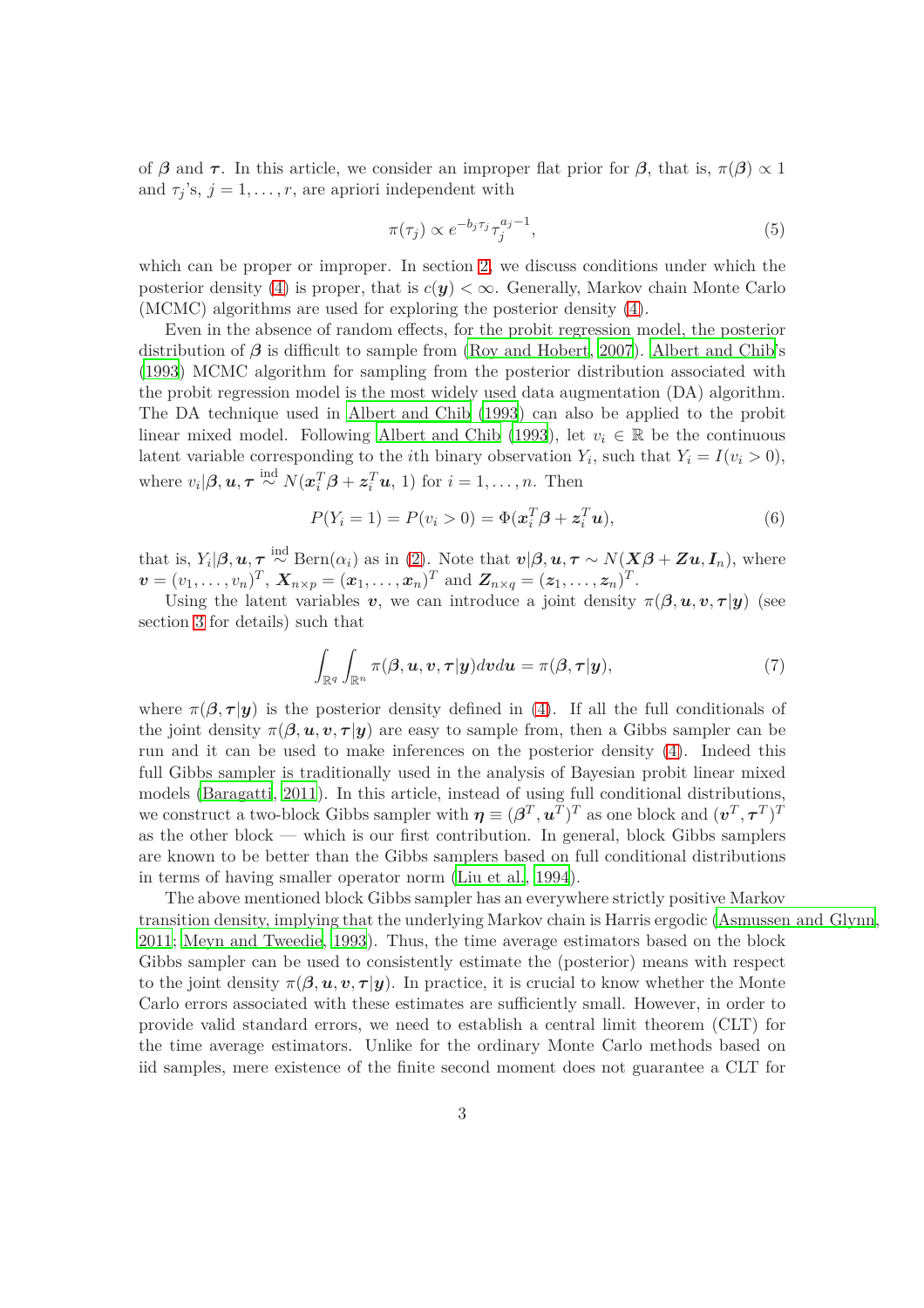of $\boldsymbol{\beta}$ and $\boldsymbol{\tau}$. In this article, we consider an improper flat prior for $\boldsymbol{\beta}$, that is, $\pi(\boldsymbol{\beta}) \propto 1$ and $\tau_j$'s, $j = 1, \ldots, r$, are apriori independent with

$$\pi(\tau_j) \propto e^{-b_j \tau_j} \tau_j^{a_j - 1}, \tag{5}$$

which can be proper or improper. In section 2, we discuss conditions under which the posterior density (4) is proper, that is $c(\boldsymbol{y}) < \infty$. Generally, Markov chain Monte Carlo (MCMC) algorithms are used for exploring the posterior density (4).

Even in the absence of random effects, for the probit regression model, the posterior distribution of $\boldsymbol{\beta}$ is difficult to sample from (Roy and Hobert, 2007). Albert and Chib's (1993) MCMC algorithm for sampling from the posterior distribution associated with the probit regression model is the most widely used data augmentation (DA) algorithm. The DA technique used in Albert and Chib (1993) can also be applied to the probit linear mixed model. Following Albert and Chib (1993), let $v_i \in \mathbb{R}$ be the continuous latent variable corresponding to the $i$th binary observation $Y_i$, such that $Y_i = I(v_i > 0)$, where $v_i | \boldsymbol{\beta}, \boldsymbol{u}, \boldsymbol{\tau} \overset{\text{ind}}{\sim} N(\boldsymbol{x}_i^T \boldsymbol{\beta} + \boldsymbol{z}_i^T \boldsymbol{u}, 1)$ for $i = 1, \ldots, n$. Then

$$P(Y_i = 1) = P(v_i > 0) = \Phi(\boldsymbol{x}_i^T \boldsymbol{\beta} + \boldsymbol{z}_i^T \boldsymbol{u}), \tag{6}$$

that is, $Y_i | \boldsymbol{\beta}, \boldsymbol{u}, \boldsymbol{\tau} \overset{\text{ind}}{\sim} \text{Bern}(\alpha_i)$ as in (2). Note that $\boldsymbol{v} | \boldsymbol{\beta}, \boldsymbol{u}, \boldsymbol{\tau} \sim N(\boldsymbol{X}\boldsymbol{\beta} + \boldsymbol{Z}\boldsymbol{u}, \boldsymbol{I}_n)$, where $\boldsymbol{v} = (v_1, \ldots, v_n)^T$, $\boldsymbol{X}_{n \times p} = (\boldsymbol{x}_1, \ldots, \boldsymbol{x}_n)^T$ and $\boldsymbol{Z}_{n \times q} = (\boldsymbol{z}_1, \ldots, \boldsymbol{z}_n)^T$.

Using the latent variables $\boldsymbol{v}$, we can introduce a joint density $\pi(\boldsymbol{\beta}, \boldsymbol{u}, \boldsymbol{v}, \boldsymbol{\tau} | \boldsymbol{y})$ (see section 3 for details) such that

$$\int_{\mathbb{R}^q} \int_{\mathbb{R}^n} \pi(\boldsymbol{\beta}, \boldsymbol{u}, \boldsymbol{v}, \boldsymbol{\tau} | \boldsymbol{y}) d\boldsymbol{v} d\boldsymbol{u} = \pi(\boldsymbol{\beta}, \boldsymbol{\tau} | \boldsymbol{y}), \tag{7}$$

where $\pi(\boldsymbol{\beta}, \boldsymbol{\tau} | \boldsymbol{y})$ is the posterior density defined in (4). If all the full conditionals of the joint density $\pi(\boldsymbol{\beta}, \boldsymbol{u}, \boldsymbol{v}, \boldsymbol{\tau} | \boldsymbol{y})$ are easy to sample from, then a Gibbs sampler can be run and it can be used to make inferences on the posterior density (4). Indeed this full Gibbs sampler is traditionally used in the analysis of Bayesian probit linear mixed models (Baragatti, 2011). In this article, instead of using full conditional distributions, we construct a two-block Gibbs sampler with $\boldsymbol{\eta} \equiv (\boldsymbol{\beta}^T, \boldsymbol{u}^T)^T$ as one block and $(\boldsymbol{v}^T, \boldsymbol{\tau}^T)^T$ as the other block — which is our first contribution. In general, block Gibbs samplers are known to be better than the Gibbs samplers based on full conditional distributions in terms of having smaller operator norm (Liu et al., 1994).

The above mentioned block Gibbs sampler has an everywhere strictly positive Markov transition density, implying that the underlying Markov chain is Harris ergodic (Asmussen and Glynn, 2011; Meyn and Tweedie, 1993). Thus, the time average estimators based on the block Gibbs sampler can be used to consistently estimate the (posterior) means with respect to the joint density $\pi(\boldsymbol{\beta}, \boldsymbol{u}, \boldsymbol{v}, \boldsymbol{\tau} | \boldsymbol{y})$. In practice, it is crucial to know whether the Monte Carlo errors associated with these estimates are sufficiently small. However, in order to provide valid standard errors, we need to establish a central limit theorem (CLT) for the time average estimators. Unlike for the ordinary Monte Carlo methods based on iid samples, mere existence of the finite second moment does not guarantee a CLT for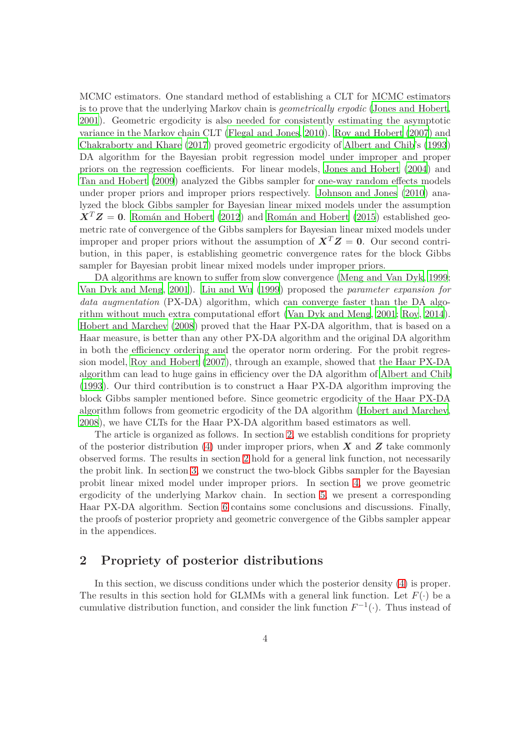MCMC estimators. One standard method of establishing a CLT for MCMC estimators is to prove that the underlying Markov chain is *geometrically ergodic* (Jones and Hobert, 2001). Geometric ergodicity is also needed for consistently estimating the asymptotic variance in the Markov chain CLT (Flegal and Jones, 2010). Roy and Hobert (2007) and Chakraborty and Khare (2017) proved geometric ergodicity of Albert and Chib's (1993) DA algorithm for the Bayesian probit regression model under improper and proper priors on the regression coefficients. For linear models, Jones and Hobert (2004) and Tan and Hobert (2009) analyzed the Gibbs sampler for one-way random effects models under proper priors and improper priors respectively. Johnson and Jones (2010) analyzed the block Gibbs sampler for Bayesian linear mixed models under the assumption $\boldsymbol{X}^T\boldsymbol{Z} = \boldsymbol{0}$. Román and Hobert (2012) and Román and Hobert (2015) established geometric rate of convergence of the Gibbs samplers for Bayesian linear mixed models under improper and proper priors without the assumption of $\boldsymbol{X}^T\boldsymbol{Z} = \boldsymbol{0}$. Our second contribution, in this paper, is establishing geometric convergence rates for the block Gibbs sampler for Bayesian probit linear mixed models under improper priors.

DA algorithms are known to suffer from slow convergence (Meng and Van Dyk, 1999; Van Dyk and Meng, 2001). Liu and Wu (1999) proposed the *parameter expansion for data augmentation* (PX-DA) algorithm, which can converge faster than the DA algorithm without much extra computational effort (Van Dyk and Meng, 2001; Roy, 2014). Hobert and Marchev (2008) proved that the Haar PX-DA algorithm, that is based on a Haar measure, is better than any other PX-DA algorithm and the original DA algorithm in both the efficiency ordering and the operator norm ordering. For the probit regression model, Roy and Hobert (2007), through an example, showed that the Haar PX-DA algorithm can lead to huge gains in efficiency over the DA algorithm of Albert and Chib (1993). Our third contribution is to construct a Haar PX-DA algorithm improving the block Gibbs sampler mentioned before. Since geometric ergodicity of the Haar PX-DA algorithm follows from geometric ergodicity of the DA algorithm (Hobert and Marchev, 2008), we have CLTs for the Haar PX-DA algorithm based estimators as well.

The article is organized as follows. In section 2, we establish conditions for propriety of the posterior distribution (4) under improper priors, when $\boldsymbol{X}$ and $\boldsymbol{Z}$ take commonly observed forms. The results in section 2 hold for a general link function, not necessarily the probit link. In section 3, we construct the two-block Gibbs sampler for the Bayesian probit linear mixed model under improper priors. In section 4, we prove geometric ergodicity of the underlying Markov chain. In section 5, we present a corresponding Haar PX-DA algorithm. Section 6 contains some conclusions and discussions. Finally, the proofs of posterior propriety and geometric convergence of the Gibbs sampler appear in the appendices.

## 2 Propriety of posterior distributions

In this section, we discuss conditions under which the posterior density (4) is proper. The results in this section hold for GLMMs with a general link function. Let $F(\cdot)$ be a cumulative distribution function, and consider the link function $F^{-1}(\cdot)$. Thus instead of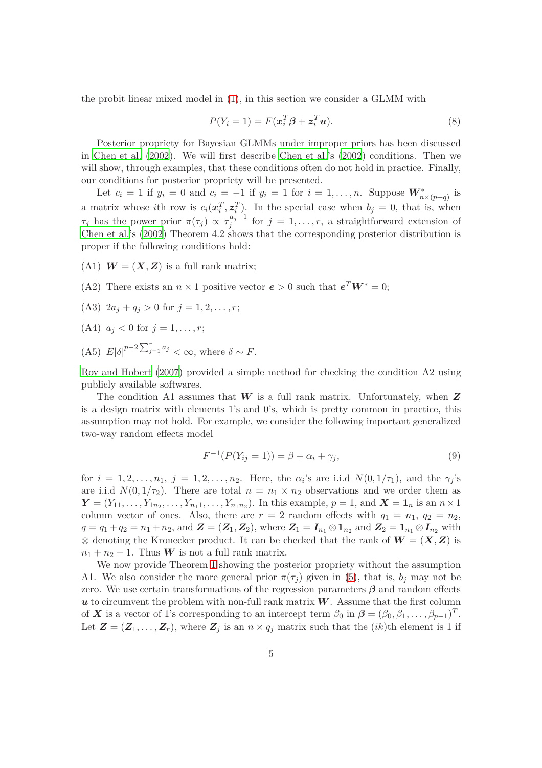the probit linear mixed model in (1), in this section we consider a GLMM with

$$P(Y_i = 1) = F(\boldsymbol{x}_i^T \boldsymbol{\beta} + \boldsymbol{z}_i^T \boldsymbol{u}). \tag{8}$$

Posterior propriety for Bayesian GLMMs under improper priors has been discussed in Chen et al. (2002). We will first describe Chen et al.'s (2002) conditions. Then we will show, through examples, that these conditions often do not hold in practice. Finally, our conditions for posterior propriety will be presented.

Let $c_i = 1$ if $y_i = 0$ and $c_i = -1$ if $y_i = 1$ for $i = 1, \ldots, n$. Suppose $\boldsymbol{W}^*_{n\times(p+q)}$ is a matrix whose $i$th row is $c_i(\boldsymbol{x}_i^T, \boldsymbol{z}_i^T)$. In the special case when $b_j = 0$, that is, when $\tau_j$ has the power prior $\pi(\tau_j) \propto \tau_j^{a_j - 1}$ for $j = 1, \ldots, r$, a straightforward extension of Chen et al.'s (2002) Theorem 4.2 shows that the corresponding posterior distribution is proper if the following conditions hold:

(A1) $\boldsymbol{W} = (\boldsymbol{X}, \boldsymbol{Z})$ is a full rank matrix;

(A2) There exists an $n \times 1$ positive vector $\boldsymbol{e} > 0$ such that $\boldsymbol{e}^T \boldsymbol{W}^* = 0$;

(A3) $2a_j + q_j > 0$ for $j = 1, 2, \ldots, r$;

(A4) $a_j < 0$ for $j = 1, \ldots, r$;

(A5) $E|\delta|^{p-2\sum_{j=1}^r a_j} < \infty$, where $\delta \sim F$.

Roy and Hobert (2007) provided a simple method for checking the condition A2 using publicly available softwares.

The condition A1 assumes that $\boldsymbol{W}$ is a full rank matrix. Unfortunately, when $\boldsymbol{Z}$ is a design matrix with elements 1's and 0's, which is pretty common in practice, this assumption may not hold. For example, we consider the following important generalized two-way random effects model

$$F^{-1}(P(Y_{ij} = 1)) = \beta + \alpha_i + \gamma_j, \tag{9}$$

for $i = 1, 2, \ldots, n_1$, $j = 1, 2, \ldots, n_2$. Here, the $\alpha_i$'s are i.i.d $N(0, 1/\tau_1)$, and the $\gamma_j$'s are i.i.d $N(0, 1/\tau_2)$. There are total $n = n_1 \times n_2$ observations and we order them as $\boldsymbol{Y} = (Y_{11}, \ldots, Y_{1n_2}, \ldots, Y_{n_1 1}, \ldots, Y_{n_1 n_2})$. In this example, $p = 1$, and $\boldsymbol{X} = \boldsymbol{1}_n$ is an $n \times 1$ column vector of ones. Also, there are $r = 2$ random effects with $q_1 = n_1$, $q_2 = n_2$, $q = q_1 + q_2 = n_1 + n_2$, and $\boldsymbol{Z} = (\boldsymbol{Z}_1, \boldsymbol{Z}_2)$, where $\boldsymbol{Z}_1 = \boldsymbol{I}_{n_1} \otimes \boldsymbol{1}_{n_2}$ and $\boldsymbol{Z}_2 = \boldsymbol{1}_{n_1} \otimes \boldsymbol{I}_{n_2}$ with $\otimes$ denoting the Kronecker product. It can be checked that the rank of $\boldsymbol{W} = (\boldsymbol{X}, \boldsymbol{Z})$ is $n_1 + n_2 - 1$. Thus $\boldsymbol{W}$ is not a full rank matrix.

We now provide Theorem 1 showing the posterior propriety without the assumption A1. We also consider the more general prior $\pi(\tau_j)$ given in (5), that is, $b_j$ may not be zero. We use certain transformations of the regression parameters $\boldsymbol{\beta}$ and random effects $\boldsymbol{u}$ to circumvent the problem with non-full rank matrix $\boldsymbol{W}$. Assume that the first column of $\boldsymbol{X}$ is a vector of 1's corresponding to an intercept term $\beta_0$ in $\boldsymbol{\beta} = (\beta_0, \beta_1, \ldots, \beta_{p-1})^T$. Let $\boldsymbol{Z} = (\boldsymbol{Z}_1, \ldots, \boldsymbol{Z}_r)$, where $\boldsymbol{Z}_j$ is an $n \times q_j$ matrix such that the $(ik)$th element is 1 if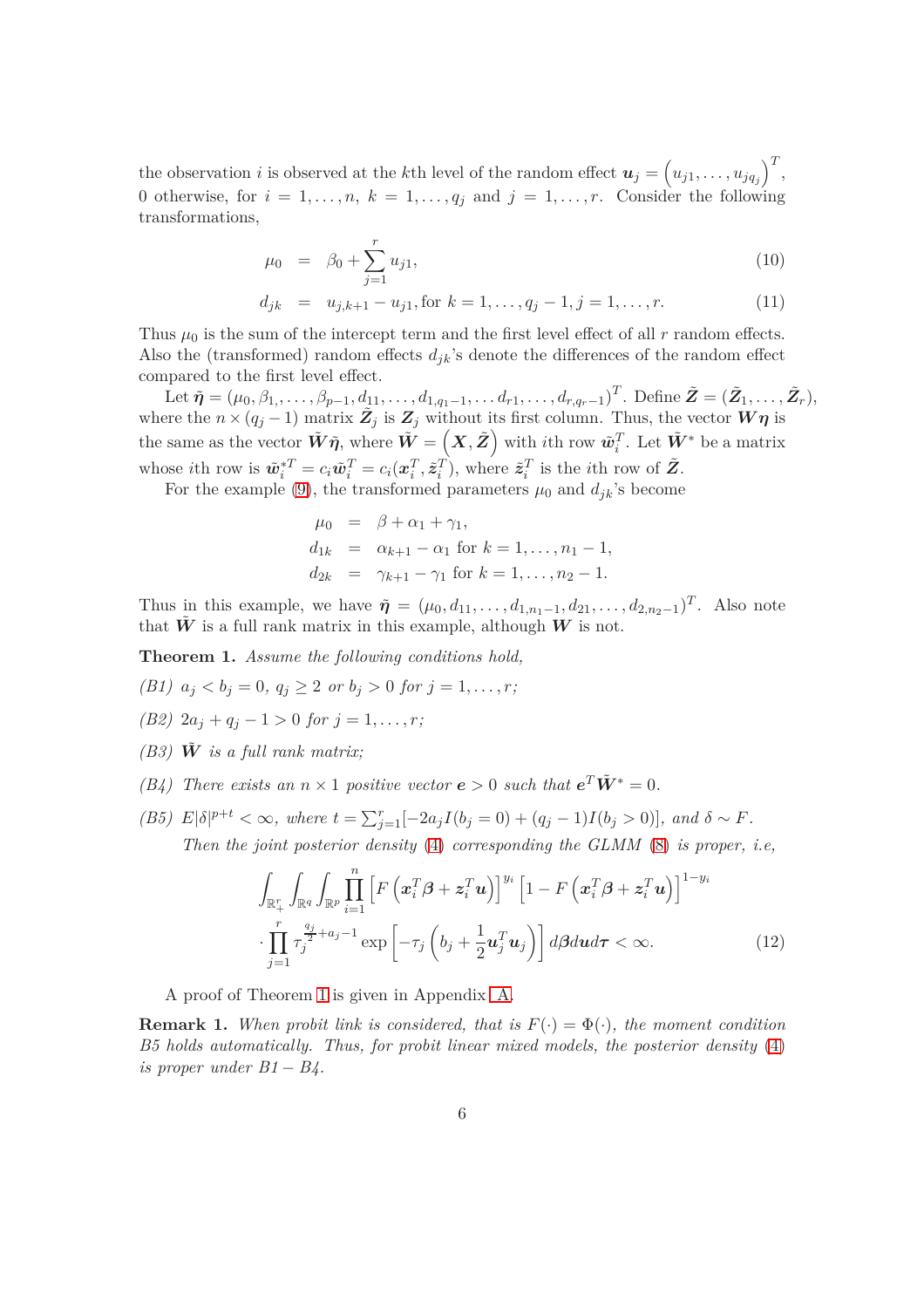the observation $i$ is observed at the $k$th level of the random effect $\boldsymbol{u}_j = \left(u_{j1}, \ldots, u_{jq_j}\right)^T$, 0 otherwise, for $i = 1, \ldots, n$, $k = 1, \ldots, q_j$ and $j = 1, \ldots, r$. Consider the following transformations,

$$
\begin{aligned}
\mu_0 &= \beta_0 + \sum_{j=1}^{r} u_{j1}, && (10)\\
d_{jk} &= u_{j,k+1} - u_{j1}, \text{for } k = 1, \ldots, q_j - 1, j = 1, \ldots, r. && (11)
\end{aligned}
$$

Thus $\mu_0$ is the sum of the intercept term and the first level effect of all $r$ random effects. Also the (transformed) random effects $d_{jk}$'s denote the differences of the random effect compared to the first level effect.

Let $\tilde{\boldsymbol{\eta}} = (\mu_0, \beta_{1,}, \ldots, \beta_{p-1}, d_{11}, \ldots, d_{1,q_1-1}, \ldots d_{r1}, \ldots, d_{r,q_r-1})^T$. Define $\tilde{\boldsymbol{Z}} = (\tilde{\boldsymbol{Z}}_1, \ldots, \tilde{\boldsymbol{Z}}_r)$, where the $n \times (q_j - 1)$ matrix $\tilde{\boldsymbol{Z}}_j$ is $\boldsymbol{Z}_j$ without its first column. Thus, the vector $\boldsymbol{W}\boldsymbol{\eta}$ is the same as the vector $\tilde{\boldsymbol{W}}\tilde{\boldsymbol{\eta}}$, where $\tilde{\boldsymbol{W}} = \left(\boldsymbol{X}, \tilde{\boldsymbol{Z}}\right)$ with $i$th row $\tilde{\boldsymbol{w}}_i^T$. Let $\tilde{\boldsymbol{W}}^*$ be a matrix whose $i$th row is $\tilde{\boldsymbol{w}}_i^{*T} = c_i \tilde{\boldsymbol{w}}_i^T = c_i(\boldsymbol{x}_i^T, \tilde{\boldsymbol{z}}_i^T)$, where $\tilde{\boldsymbol{z}}_i^T$ is the $i$th row of $\tilde{\boldsymbol{Z}}$.

For the example (9), the transformed parameters $\mu_0$ and $d_{jk}$'s become

$$
\begin{aligned}
\mu_0 &= \beta + \alpha_1 + \gamma_1,\\
d_{1k} &= \alpha_{k+1} - \alpha_1 \text{ for } k = 1, \ldots, n_1 - 1,\\
d_{2k} &= \gamma_{k+1} - \gamma_1 \text{ for } k = 1, \ldots, n_2 - 1.
\end{aligned}
$$

Thus in this example, we have $\tilde{\boldsymbol{\eta}} = (\mu_0, d_{11}, \ldots, d_{1,n_1-1}, d_{21}, \ldots, d_{2,n_2-1})^T$. Also note that $\tilde{\boldsymbol{W}}$ is a full rank matrix in this example, although $\boldsymbol{W}$ is not.

**Theorem 1.** *Assume the following conditions hold,*

*(B1)* $a_j < b_j = 0$, $q_j \geq 2$ *or* $b_j > 0$ *for* $j = 1, \ldots, r$;

*(B2)* $2a_j + q_j - 1 > 0$ *for* $j = 1, \ldots, r$;

*(B3)* $\tilde{\boldsymbol{W}}$ *is a full rank matrix;*

*(B4) There exists an* $n \times 1$ *positive vector* $\boldsymbol{e} > 0$ *such that* $\boldsymbol{e}^T \tilde{\boldsymbol{W}}^* = 0$.

*(B5)* $E|\delta|^{p+t} < \infty$, *where* $t = \sum_{j=1}^{r}[-2a_j I(b_j = 0) + (q_j - 1)I(b_j > 0)]$, *and* $\delta \sim F$.

*Then the joint posterior density (4) corresponding the GLMM (8) is proper, i.e,*

$$
\begin{aligned}
&\int_{\mathbb{R}_+^r} \int_{\mathbb{R}^q} \int_{\mathbb{R}^p} \prod_{i=1}^{n} \left[F\left(\boldsymbol{x}_i^T \boldsymbol{\beta} + \boldsymbol{z}_i^T \boldsymbol{u}\right)\right]^{y_i} \left[1 - F\left(\boldsymbol{x}_i^T \boldsymbol{\beta} + \boldsymbol{z}_i^T \boldsymbol{u}\right)\right]^{1-y_i}\\
&\cdot \prod_{j=1}^{r} \tau_j^{\frac{q_j}{2}+a_j-1} \exp\left[-\tau_j\left(b_j + \frac{1}{2}\boldsymbol{u}_j^T \boldsymbol{u}_j\right)\right] d\boldsymbol{\beta} d\boldsymbol{u} d\boldsymbol{\tau} < \infty. \qquad (12)
\end{aligned}
$$

A proof of Theorem 1 is given in Appendix A.

**Remark 1.** *When probit link is considered, that is* $F(\cdot) = \Phi(\cdot)$, *the moment condition B5 holds automatically. Thus, for probit linear mixed models, the posterior density (4) is proper under B1 − B4.*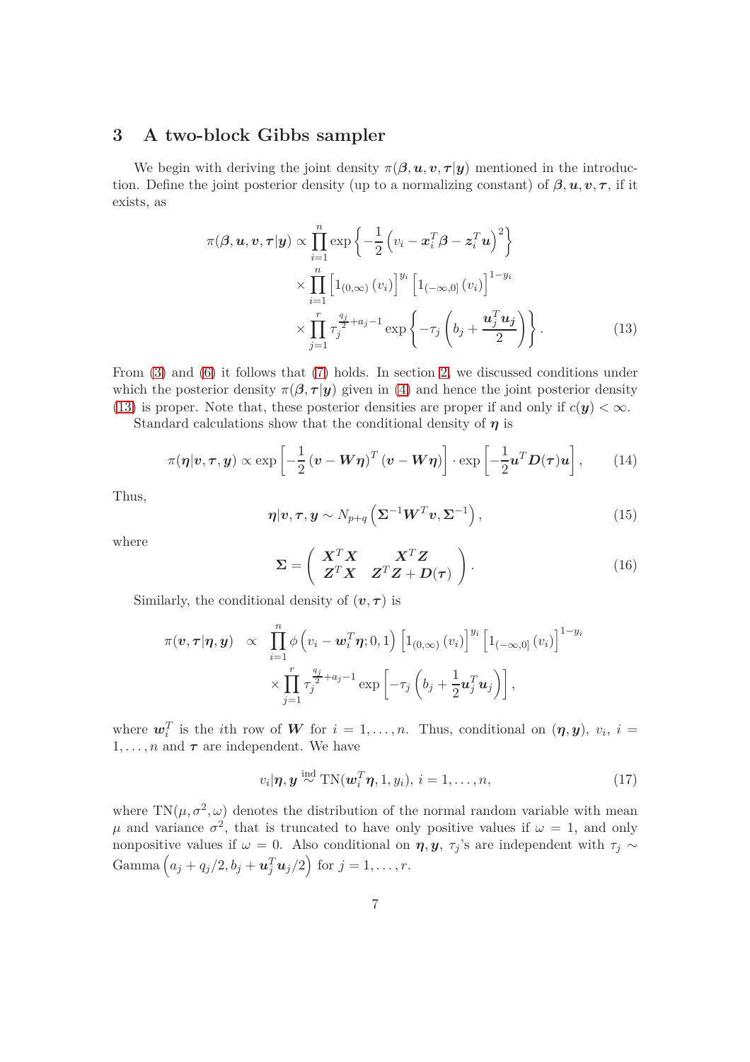## 3 A two-block Gibbs sampler

We begin with deriving the joint density $\pi(\boldsymbol{\beta}, \boldsymbol{u}, \boldsymbol{v}, \boldsymbol{\tau}|\boldsymbol{y})$ mentioned in the introduction. Define the joint posterior density (up to a normalizing constant) of $\boldsymbol{\beta}, \boldsymbol{u}, \boldsymbol{v}, \boldsymbol{\tau}$, if it exists, as

$$
\begin{aligned}
\pi(\boldsymbol{\beta}, \boldsymbol{u}, \boldsymbol{v}, \boldsymbol{\tau}|\boldsymbol{y}) \propto & \prod_{i=1}^{n} \exp\left\{-\frac{1}{2}\left(v_i - \boldsymbol{x}_i^T\boldsymbol{\beta} - \boldsymbol{z}_i^T\boldsymbol{u}\right)^2\right\} \\
& \times \prod_{i=1}^{n}\left[1_{(0,\infty)}\left(v_i\right)\right]^{y_i}\left[1_{(-\infty,0]}\left(v_i\right)\right]^{1-y_i} \\
& \times \prod_{j=1}^{r} \tau_j^{\frac{q_j}{2}+a_j-1} \exp\left\{-\tau_j\left(b_j + \frac{\boldsymbol{u}_j^T\boldsymbol{u}_j}{2}\right)\right\}. \qquad (13)
\end{aligned}
$$

From (3) and (6) it follows that (7) holds. In section 2, we discussed conditions under which the posterior density $\pi(\boldsymbol{\beta}, \boldsymbol{\tau}|\boldsymbol{y})$ given in (4) and hence the joint posterior density (13) is proper. Note that, these posterior densities are proper if and only if $c(\boldsymbol{y}) < \infty$.

Standard calculations show that the conditional density of $\boldsymbol{\eta}$ is

$$
\pi(\boldsymbol{\eta}|\boldsymbol{v}, \boldsymbol{\tau}, \boldsymbol{y}) \propto \exp\left[-\frac{1}{2}\left(\boldsymbol{v} - \boldsymbol{W}\boldsymbol{\eta}\right)^T\left(\boldsymbol{v} - \boldsymbol{W}\boldsymbol{\eta}\right)\right] \cdot \exp\left[-\frac{1}{2}\boldsymbol{u}^T\boldsymbol{D}(\boldsymbol{\tau})\boldsymbol{u}\right], \qquad (14)
$$

Thus,

$$
\boldsymbol{\eta}|\boldsymbol{v}, \boldsymbol{\tau}, \boldsymbol{y} \sim N_{p+q}\left(\boldsymbol{\Sigma}^{-1}\boldsymbol{W}^T\boldsymbol{v}, \boldsymbol{\Sigma}^{-1}\right), \qquad (15)
$$

where

$$
\boldsymbol{\Sigma} = \begin{pmatrix} \boldsymbol{X}^T\boldsymbol{X} & \boldsymbol{X}^T\boldsymbol{Z} \\ \boldsymbol{Z}^T\boldsymbol{X} & \boldsymbol{Z}^T\boldsymbol{Z} + \boldsymbol{D}(\boldsymbol{\tau}) \end{pmatrix}. \qquad (16)
$$

Similarly, the conditional density of $(\boldsymbol{v}, \boldsymbol{\tau})$ is

$$
\begin{aligned}
\pi(\boldsymbol{v}, \boldsymbol{\tau}|\boldsymbol{\eta}, \boldsymbol{y}) \;\; \propto \;\; & \prod_{i=1}^{n} \phi\left(v_i - \boldsymbol{w}_i^T\boldsymbol{\eta}; 0, 1\right)\left[1_{(0,\infty)}\left(v_i\right)\right]^{y_i}\left[1_{(-\infty,0]}\left(v_i\right)\right]^{1-y_i} \\
& \times \prod_{j=1}^{r} \tau_j^{\frac{q_j}{2}+a_j-1} \exp\left[-\tau_j\left(b_j + \frac{1}{2}\boldsymbol{u}_j^T\boldsymbol{u}_j\right)\right],
\end{aligned}
$$

where $\boldsymbol{w}_i^T$ is the $i$th row of $\boldsymbol{W}$ for $i = 1, \ldots, n$. Thus, conditional on $(\boldsymbol{\eta}, \boldsymbol{y})$, $v_i$, $i = 1, \ldots, n$ and $\boldsymbol{\tau}$ are independent. We have

$$
v_i|\boldsymbol{\eta}, \boldsymbol{y} \overset{\text{ind}}{\sim} \text{TN}(\boldsymbol{w}_i^T\boldsymbol{\eta}, 1, y_i), \; i = 1, \ldots, n, \qquad (17)
$$

where $\text{TN}(\mu, \sigma^2, \omega)$ denotes the distribution of the normal random variable with mean $\mu$ and variance $\sigma^2$, that is truncated to have only positive values if $\omega = 1$, and only nonpositive values if $\omega = 0$. Also conditional on $\boldsymbol{\eta}, \boldsymbol{y}$, $\tau_j$'s are independent with $\tau_j \sim \text{Gamma}\left(a_j + q_j/2, b_j + \boldsymbol{u}_j^T\boldsymbol{u}_j/2\right)$ for $j = 1, \ldots, r$.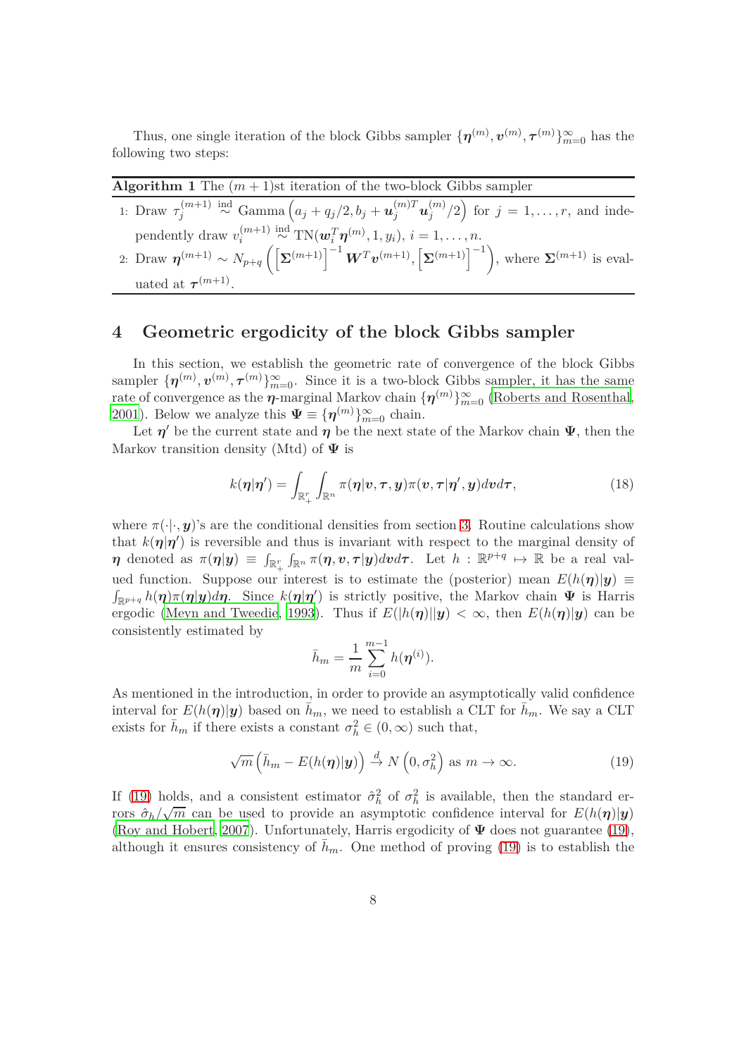Thus, one single iteration of the block Gibbs sampler $\{\boldsymbol{\eta}^{(m)}, \boldsymbol{v}^{(m)}, \boldsymbol{\tau}^{(m)}\}_{m=0}^{\infty}$ has the following two steps:

**Algorithm 1** The $(m+1)$st iteration of the two-block Gibbs sampler

1: Draw $\tau_j^{(m+1)} \overset{\text{ind}}{\sim} \text{Gamma}\left(a_j + q_j/2, b_j + \boldsymbol{u}_j^{(m)T}\boldsymbol{u}_j^{(m)}/2\right)$ for $j = 1, \ldots, r$, and independently draw $v_i^{(m+1)} \overset{\text{ind}}{\sim} \text{TN}(\boldsymbol{w}_i^T\boldsymbol{\eta}^{(m)}, 1, y_i)$, $i = 1, \ldots, n$.

2: Draw $\boldsymbol{\eta}^{(m+1)} \sim N_{p+q}\left(\left[\boldsymbol{\Sigma}^{(m+1)}\right]^{-1}\boldsymbol{W}^T\boldsymbol{v}^{(m+1)}, \left[\boldsymbol{\Sigma}^{(m+1)}\right]^{-1}\right)$, where $\boldsymbol{\Sigma}^{(m+1)}$ is evaluated at $\boldsymbol{\tau}^{(m+1)}$.

# 4 Geometric ergodicity of the block Gibbs sampler

In this section, we establish the geometric rate of convergence of the block Gibbs sampler $\{\boldsymbol{\eta}^{(m)}, \boldsymbol{v}^{(m)}, \boldsymbol{\tau}^{(m)}\}_{m=0}^{\infty}$. Since it is a two-block Gibbs sampler, it has the same rate of convergence as the $\boldsymbol{\eta}$-marginal Markov chain $\{\boldsymbol{\eta}^{(m)}\}_{m=0}^{\infty}$ (Roberts and Rosenthal, 2001). Below we analyze this $\boldsymbol{\Psi} \equiv \{\boldsymbol{\eta}^{(m)}\}_{m=0}^{\infty}$ chain.

Let $\boldsymbol{\eta}'$ be the current state and $\boldsymbol{\eta}$ be the next state of the Markov chain $\boldsymbol{\Psi}$, then the Markov transition density (Mtd) of $\boldsymbol{\Psi}$ is

$$k(\boldsymbol{\eta}|\boldsymbol{\eta}') = \int_{\mathbb{R}_+^r}\int_{\mathbb{R}^n} \pi(\boldsymbol{\eta}|\boldsymbol{v}, \boldsymbol{\tau}, \boldsymbol{y})\pi(\boldsymbol{v}, \boldsymbol{\tau}|\boldsymbol{\eta}', \boldsymbol{y})d\boldsymbol{v}d\boldsymbol{\tau}, \tag{18}$$

where $\pi(\cdot|\cdot, \boldsymbol{y})$'s are the conditional densities from section 3. Routine calculations show that $k(\boldsymbol{\eta}|\boldsymbol{\eta}')$ is reversible and thus is invariant with respect to the marginal density of $\boldsymbol{\eta}$ denoted as $\pi(\boldsymbol{\eta}|\boldsymbol{y}) \equiv \int_{\mathbb{R}_+^r}\int_{\mathbb{R}^n} \pi(\boldsymbol{\eta}, \boldsymbol{v}, \boldsymbol{\tau}|\boldsymbol{y})d\boldsymbol{v}d\boldsymbol{\tau}$. Let $h : \mathbb{R}^{p+q} \mapsto \mathbb{R}$ be a real valued function. Suppose our interest is to estimate the (posterior) mean $E(h(\boldsymbol{\eta})|\boldsymbol{y}) \equiv \int_{\mathbb{R}^{p+q}} h(\boldsymbol{\eta})\pi(\boldsymbol{\eta}|\boldsymbol{y})d\boldsymbol{\eta}$. Since $k(\boldsymbol{\eta}|\boldsymbol{\eta}')$ is strictly positive, the Markov chain $\boldsymbol{\Psi}$ is Harris ergodic (Meyn and Tweedie, 1993). Thus if $E(|h(\boldsymbol{\eta})||\boldsymbol{y}) < \infty$, then $E(h(\boldsymbol{\eta})|\boldsymbol{y})$ can be consistently estimated by

$$\bar{h}_m = \frac{1}{m}\sum_{i=0}^{m-1} h(\boldsymbol{\eta}^{(i)}).$$

As mentioned in the introduction, in order to provide an asymptotically valid confidence interval for $E(h(\boldsymbol{\eta})|\boldsymbol{y})$ based on $\bar{h}_m$, we need to establish a CLT for $\bar{h}_m$. We say a CLT exists for $\bar{h}_m$ if there exists a constant $\sigma_h^2 \in (0, \infty)$ such that,

$$\sqrt{m}\left(\bar{h}_m - E(h(\boldsymbol{\eta})|\boldsymbol{y})\right) \overset{d}{\to} N\left(0, \sigma_h^2\right) \text{ as } m \to \infty. \tag{19}$$

If (19) holds, and a consistent estimator $\hat{\sigma}_h^2$ of $\sigma_h^2$ is available, then the standard errors $\hat{\sigma}_h/\sqrt{m}$ can be used to provide an asymptotic confidence interval for $E(h(\boldsymbol{\eta})|\boldsymbol{y})$ (Roy and Hobert, 2007). Unfortunately, Harris ergodicity of $\boldsymbol{\Psi}$ does not guarantee (19), although it ensures consistency of $\bar{h}_m$. One method of proving (19) is to establish the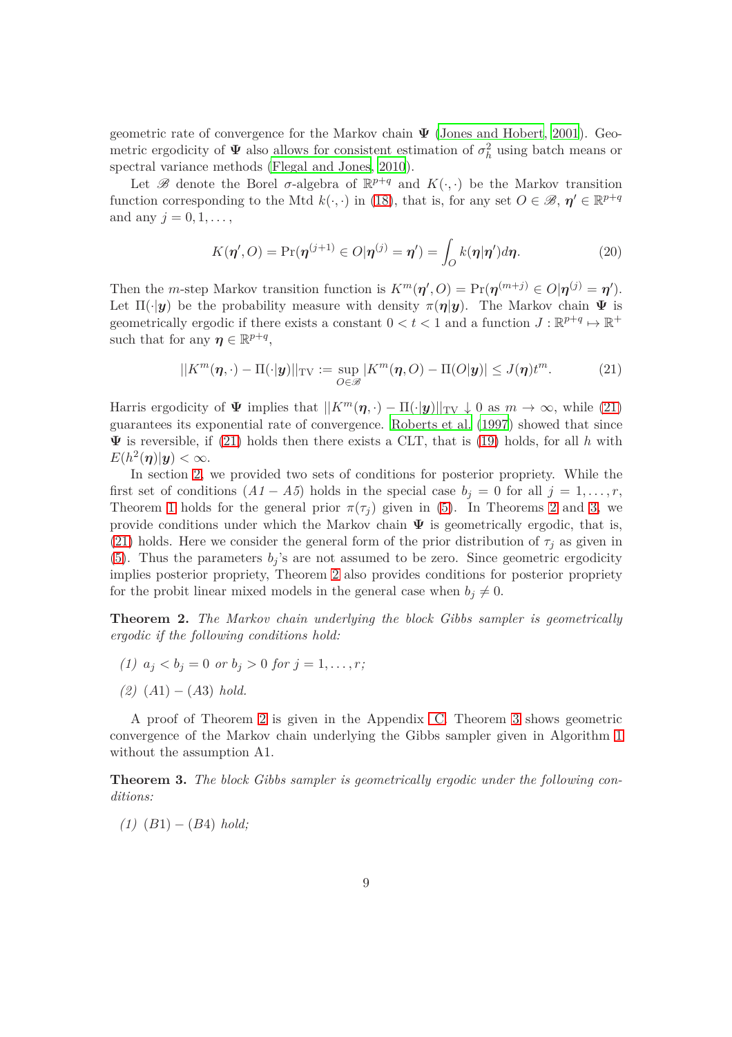geometric rate of convergence for the Markov chain $\boldsymbol{\Psi}$ (Jones and Hobert, 2001). Geometric ergodicity of $\boldsymbol{\Psi}$ also allows for consistent estimation of $\sigma_h^2$ using batch means or spectral variance methods (Flegal and Jones, 2010).

Let $\mathscr{B}$ denote the Borel $\sigma$-algebra of $\mathbb{R}^{p+q}$ and $K(\cdot,\cdot)$ be the Markov transition function corresponding to the Mtd $k(\cdot,\cdot)$ in (18), that is, for any set $O \in \mathscr{B}$, $\boldsymbol{\eta}' \in \mathbb{R}^{p+q}$ and any $j = 0, 1, \ldots,$

$$K(\boldsymbol{\eta}', O) = \Pr(\boldsymbol{\eta}^{(j+1)} \in O | \boldsymbol{\eta}^{(j)} = \boldsymbol{\eta}') = \int_O k(\boldsymbol{\eta}|\boldsymbol{\eta}') d\boldsymbol{\eta}. \tag{20}$$

Then the $m$-step Markov transition function is $K^m(\boldsymbol{\eta}', O) = \Pr(\boldsymbol{\eta}^{(m+j)} \in O | \boldsymbol{\eta}^{(j)} = \boldsymbol{\eta}')$. Let $\Pi(\cdot|\boldsymbol{y})$ be the probability measure with density $\pi(\boldsymbol{\eta}|\boldsymbol{y})$. The Markov chain $\boldsymbol{\Psi}$ is geometrically ergodic if there exists a constant $0 < t < 1$ and a function $J : \mathbb{R}^{p+q} \mapsto \mathbb{R}^+$ such that for any $\boldsymbol{\eta} \in \mathbb{R}^{p+q}$,

$$||K^m(\boldsymbol{\eta}, \cdot) - \Pi(\cdot|\boldsymbol{y})||_{\text{TV}} := \sup_{O \in \mathscr{B}} |K^m(\boldsymbol{\eta}, O) - \Pi(O|\boldsymbol{y})| \leq J(\boldsymbol{\eta}) t^m. \tag{21}$$

Harris ergodicity of $\boldsymbol{\Psi}$ implies that $||K^m(\boldsymbol{\eta}, \cdot) - \Pi(\cdot|\boldsymbol{y})||_{\text{TV}} \downarrow 0$ as $m \to \infty$, while (21) guarantees its exponential rate of convergence. Roberts et al. (1997) showed that since $\boldsymbol{\Psi}$ is reversible, if (21) holds then there exists a CLT, that is (19) holds, for all $h$ with $E(h^2(\boldsymbol{\eta})|\boldsymbol{y}) < \infty$.

In section 2, we provided two sets of conditions for posterior propriety. While the first set of conditions ($A1 - A5$) holds in the special case $b_j = 0$ for all $j = 1, \ldots, r$, Theorem 1 holds for the general prior $\pi(\tau_j)$ given in (5). In Theorems 2 and 3, we provide conditions under which the Markov chain $\boldsymbol{\Psi}$ is geometrically ergodic, that is, (21) holds. Here we consider the general form of the prior distribution of $\tau_j$ as given in (5). Thus the parameters $b_j$'s are not assumed to be zero. Since geometric ergodicity implies posterior propriety, Theorem 2 also provides conditions for posterior propriety for the probit linear mixed models in the general case when $b_j \neq 0$.

**Theorem 2.** *The Markov chain underlying the block Gibbs sampler is geometrically ergodic if the following conditions hold:*

*(1)* $a_j < b_j = 0$ *or* $b_j > 0$ *for* $j = 1, \ldots, r$*;*

*(2)* $(A1) - (A3)$ *hold.*

A proof of Theorem 2 is given in the Appendix C. Theorem 3 shows geometric convergence of the Markov chain underlying the Gibbs sampler given in Algorithm 1 without the assumption A1.

**Theorem 3.** *The block Gibbs sampler is geometrically ergodic under the following conditions:*

*(1)* $(B1) - (B4)$ *hold;*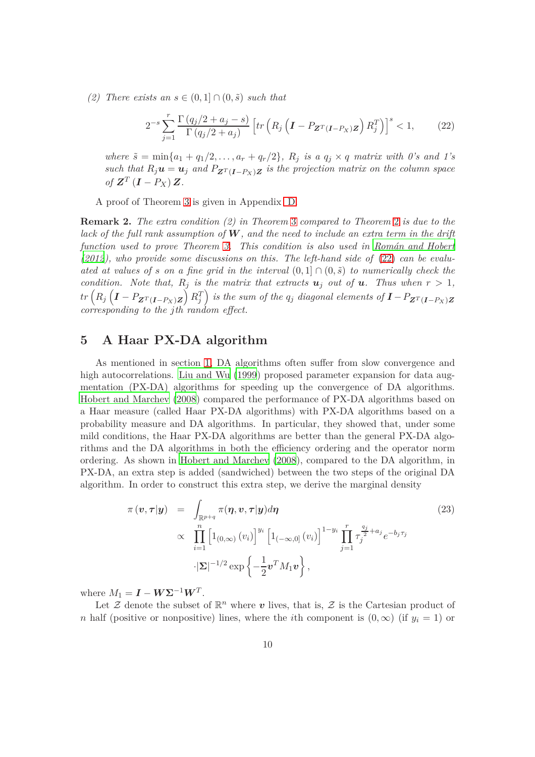*(2) There exists an $s \in (0,1] \cap (0,\tilde{s})$ such that*

$$2^{-s}\sum_{j=1}^{r}\frac{\Gamma\left(q_j/2+a_j-s\right)}{\Gamma\left(q_j/2+a_j\right)}\left[tr\left(R_j\left(\boldsymbol{I}-P_{\boldsymbol{Z}^T(\boldsymbol{I}-P_X)\boldsymbol{Z}}\right)R_j^T\right)\right]^s<1, \tag{22}$$

*where $\tilde{s}=\min\{a_1+q_1/2,\ldots,a_r+q_r/2\}$, $R_j$ is a $q_j\times q$ matrix with 0's and 1's such that $R_j\boldsymbol{u}=\boldsymbol{u}_j$ and $P_{\boldsymbol{Z}^T(\boldsymbol{I}-P_X)\boldsymbol{Z}}$ is the projection matrix on the column space of $\boldsymbol{Z}^T\left(\boldsymbol{I}-P_X\right)\boldsymbol{Z}$.*

A proof of Theorem 3 is given in Appendix D.

**Remark 2.** *The extra condition (2) in Theorem 3 compared to Theorem 2 is due to the lack of the full rank assumption of $\boldsymbol{W}$, and the need to include an extra term in the drift function used to prove Theorem 3. This condition is also used in Román and Hobert (2012), who provide some discussions on this. The left-hand side of (22) can be evaluated at values of $s$ on a fine grid in the interval $(0,1]\cap(0,\tilde{s})$ to numerically check the condition. Note that, $R_j$ is the matrix that extracts $\boldsymbol{u}_j$ out of $\boldsymbol{u}$. Thus when $r>1$, $tr\left(R_j\left(\boldsymbol{I}-P_{\boldsymbol{Z}^T(\boldsymbol{I}-P_X)\boldsymbol{Z}}\right)R_j^T\right)$ is the sum of the $q_j$ diagonal elements of $\boldsymbol{I}-P_{\boldsymbol{Z}^T(\boldsymbol{I}-P_X)\boldsymbol{Z}}$ corresponding to the $j$th random effect.*

## 5 A Haar PX-DA algorithm

As mentioned in section 1, DA algorithms often suffer from slow convergence and high autocorrelations. Liu and Wu (1999) proposed parameter expansion for data augmentation (PX-DA) algorithms for speeding up the convergence of DA algorithms. Hobert and Marchev (2008) compared the performance of PX-DA algorithms based on a Haar measure (called Haar PX-DA algorithms) with PX-DA algorithms based on a probability measure and DA algorithms. In particular, they showed that, under some mild conditions, the Haar PX-DA algorithms are better than the general PX-DA algorithms and the DA algorithms in both the efficiency ordering and the operator norm ordering. As shown in Hobert and Marchev (2008), compared to the DA algorithm, in PX-DA, an extra step is added (sandwiched) between the two steps of the original DA algorithm. In order to construct this extra step, we derive the marginal density

$$\begin{aligned}\pi\left(\boldsymbol{v},\boldsymbol{\tau}|\boldsymbol{y}\right) &= \int_{\mathbb{R}^{p+q}}\pi(\boldsymbol{\eta},\boldsymbol{v},\boldsymbol{\tau}|\boldsymbol{y})d\boldsymbol{\eta} \\ &\propto \prod_{i=1}^{n}\left[1_{(0,\infty)}\left(v_i\right)\right]^{y_i}\left[1_{(-\infty,0]}\left(v_i\right)\right]^{1-y_i}\prod_{j=1}^{r}\tau_j^{\frac{q_j}{2}+a_j}e^{-b_j\tau_j} \\ &\quad\cdot|\boldsymbol{\Sigma}|^{-1/2}\exp\left\{-\frac{1}{2}\boldsymbol{v}^TM_1\boldsymbol{v}\right\},\end{aligned} \tag{23}$$

where $M_1=\boldsymbol{I}-\boldsymbol{W}\boldsymbol{\Sigma}^{-1}\boldsymbol{W}^T$.

Let $\mathcal{Z}$ denote the subset of $\mathbb{R}^n$ where $\boldsymbol{v}$ lives, that is, $\mathcal{Z}$ is the Cartesian product of $n$ half (positive or nonpositive) lines, where the $i$th component is $(0,\infty)$ (if $y_i=1$) or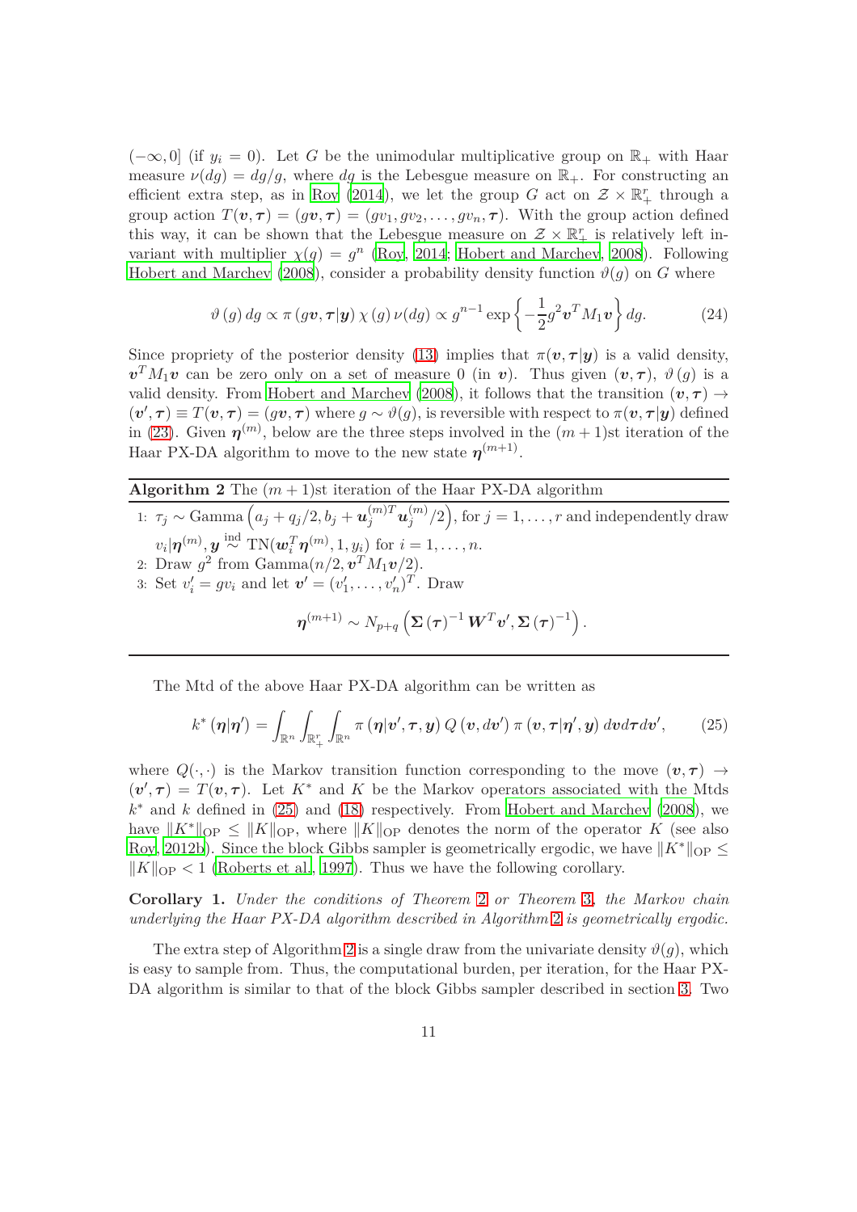$(-\infty, 0]$ (if $y_i = 0$). Let $G$ be the unimodular multiplicative group on $\mathbb{R}_+$ with Haar measure $\nu(dg) = dg/g$, where $dg$ is the Lebesgue measure on $\mathbb{R}_+$. For constructing an efficient extra step, as in Roy (2014), we let the group $G$ act on $\mathcal{Z} \times \mathbb{R}_+^r$ through a group action $T(\boldsymbol{v}, \boldsymbol{\tau}) = (g\boldsymbol{v}, \boldsymbol{\tau}) = (gv_1, gv_2, \ldots, gv_n, \boldsymbol{\tau})$. With the group action defined this way, it can be shown that the Lebesgue measure on $\mathcal{Z} \times \mathbb{R}_+^r$ is relatively left invariant with multiplier $\chi(g) = g^n$ (Roy, 2014; Hobert and Marchev, 2008). Following Hobert and Marchev (2008), consider a probability density function $\vartheta(g)$ on $G$ where

$$\vartheta(g)\, dg \propto \pi(g\boldsymbol{v}, \boldsymbol{\tau}|\boldsymbol{y})\, \chi(g)\, \nu(dg) \propto g^{n-1} \exp\left\{-\frac{1}{2} g^2 \boldsymbol{v}^T M_1 \boldsymbol{v}\right\} dg. \tag{24}$$

Since propriety of the posterior density (13) implies that $\pi(\boldsymbol{v}, \boldsymbol{\tau}|\boldsymbol{y})$ is a valid density, $\boldsymbol{v}^T M_1 \boldsymbol{v}$ can be zero only on a set of measure 0 (in $\boldsymbol{v}$). Thus given $(\boldsymbol{v}, \boldsymbol{\tau})$, $\vartheta(g)$ is a valid density. From Hobert and Marchev (2008), it follows that the transition $(\boldsymbol{v}, \boldsymbol{\tau}) \to (\boldsymbol{v}', \boldsymbol{\tau}) \equiv T(\boldsymbol{v}, \boldsymbol{\tau}) = (g\boldsymbol{v}, \boldsymbol{\tau})$ where $g \sim \vartheta(g)$, is reversible with respect to $\pi(\boldsymbol{v}, \boldsymbol{\tau}|\boldsymbol{y})$ defined in (23). Given $\boldsymbol{\eta}^{(m)}$, below are the three steps involved in the $(m+1)$st iteration of the Haar PX-DA algorithm to move to the new state $\boldsymbol{\eta}^{(m+1)}$.

---

**Algorithm 2** The $(m+1)$st iteration of the Haar PX-DA algorithm

1: $\tau_j \sim \text{Gamma}\left(a_j + q_j/2, b_j + \boldsymbol{u}_j^{(m)T} \boldsymbol{u}_j^{(m)}/2\right)$, for $j = 1, \ldots, r$ and independently draw $v_i|\boldsymbol{\eta}^{(m)}, \boldsymbol{y} \overset{\text{ind}}{\sim} \text{TN}(\boldsymbol{w}_i^T \boldsymbol{\eta}^{(m)}, 1, y_i)$ for $i = 1, \ldots, n$.

2: Draw $g^2$ from $\text{Gamma}(n/2, \boldsymbol{v}^T M_1 \boldsymbol{v}/2)$.

3: Set $v_i' = gv_i$ and let $\boldsymbol{v}' = (v_1', \ldots, v_n')^T$. Draw

$$\boldsymbol{\eta}^{(m+1)} \sim N_{p+q}\left(\boldsymbol{\Sigma}(\boldsymbol{\tau})^{-1} \boldsymbol{W}^T \boldsymbol{v}', \boldsymbol{\Sigma}(\boldsymbol{\tau})^{-1}\right).$$

---

The Mtd of the above Haar PX-DA algorithm can be written as

$$k^*(\boldsymbol{\eta}|\boldsymbol{\eta}') = \int_{\mathbb{R}^n} \int_{\mathbb{R}_+^r} \int_{\mathbb{R}^n} \pi(\boldsymbol{\eta}|\boldsymbol{v}', \boldsymbol{\tau}, \boldsymbol{y})\, Q(\boldsymbol{v}, d\boldsymbol{v}')\, \pi(\boldsymbol{v}, \boldsymbol{\tau}|\boldsymbol{\eta}', \boldsymbol{y})\, d\boldsymbol{v} d\boldsymbol{\tau} d\boldsymbol{v}', \tag{25}$$

where $Q(\cdot, \cdot)$ is the Markov transition function corresponding to the move $(\boldsymbol{v}, \boldsymbol{\tau}) \to (\boldsymbol{v}', \boldsymbol{\tau}) = T(\boldsymbol{v}, \boldsymbol{\tau})$. Let $K^*$ and $K$ be the Markov operators associated with the Mtds $k^*$ and $k$ defined in (25) and (18) respectively. From Hobert and Marchev (2008), we have $\|K^*\|_{\text{OP}} \leq \|K\|_{\text{OP}}$, where $\|K\|_{\text{OP}}$ denotes the norm of the operator $K$ (see also Roy, 2012b). Since the block Gibbs sampler is geometrically ergodic, we have $\|K^*\|_{\text{OP}} \leq \|K\|_{\text{OP}} < 1$ (Roberts et al., 1997). Thus we have the following corollary.

**Corollary 1.** *Under the conditions of Theorem 2 or Theorem 3, the Markov chain underlying the Haar PX-DA algorithm described in Algorithm 2 is geometrically ergodic.*

The extra step of Algorithm 2 is a single draw from the univariate density $\vartheta(g)$, which is easy to sample from. Thus, the computational burden, per iteration, for the Haar PX-DA algorithm is similar to that of the block Gibbs sampler described in section 3. Two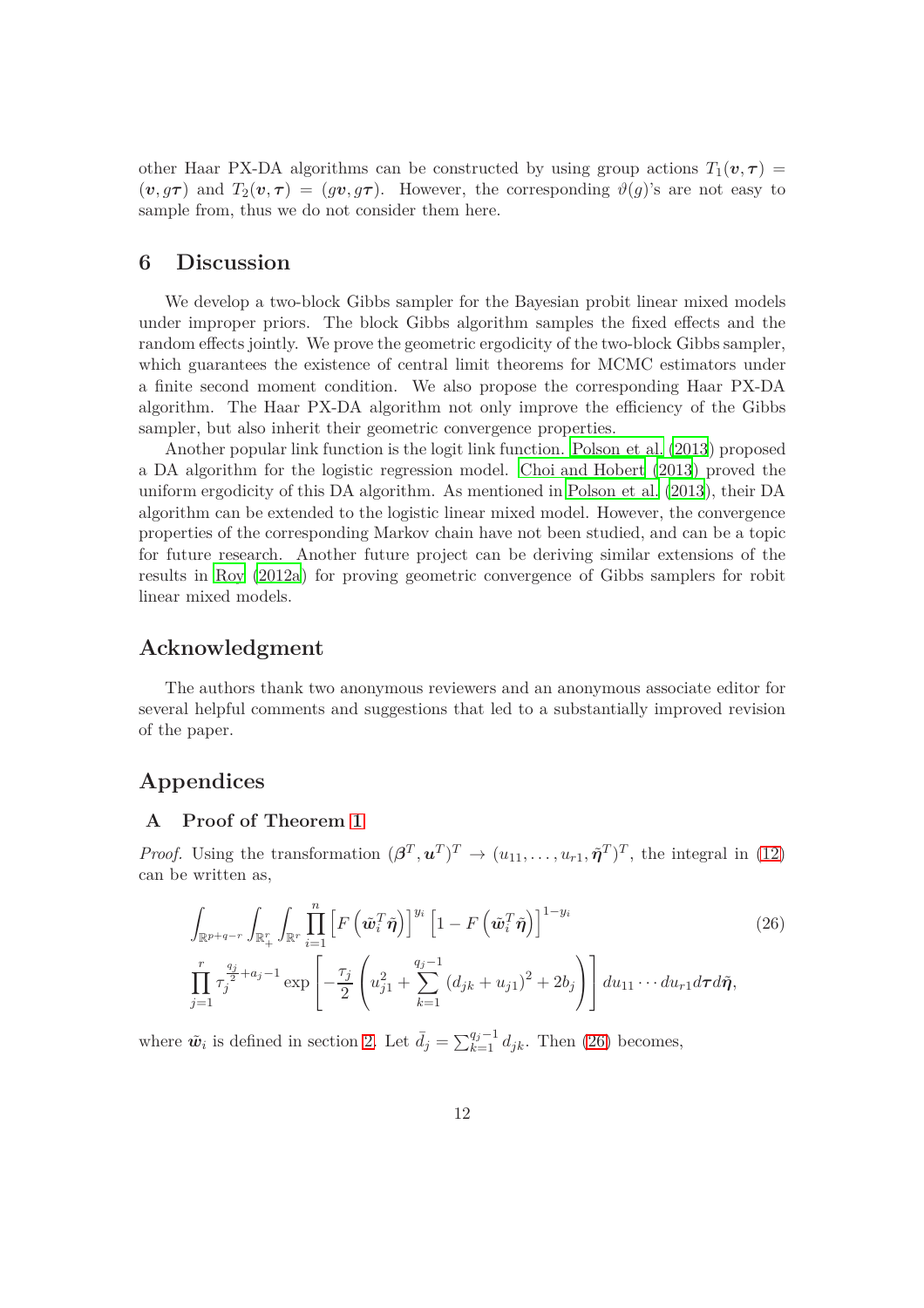other Haar PX-DA algorithms can be constructed by using group actions $T_1(\boldsymbol{v}, \boldsymbol{\tau}) = (\boldsymbol{v}, g\boldsymbol{\tau})$ and $T_2(\boldsymbol{v}, \boldsymbol{\tau}) = (g\boldsymbol{v}, g\boldsymbol{\tau})$. However, the corresponding $\vartheta(g)$'s are not easy to sample from, thus we do not consider them here.

## 6 Discussion

We develop a two-block Gibbs sampler for the Bayesian probit linear mixed models under improper priors. The block Gibbs algorithm samples the fixed effects and the random effects jointly. We prove the geometric ergodicity of the two-block Gibbs sampler, which guarantees the existence of central limit theorems for MCMC estimators under a finite second moment condition. We also propose the corresponding Haar PX-DA algorithm. The Haar PX-DA algorithm not only improve the efficiency of the Gibbs sampler, but also inherit their geometric convergence properties.

Another popular link function is the logit link function. Polson et al. (2013) proposed a DA algorithm for the logistic regression model. Choi and Hobert (2013) proved the uniform ergodicity of this DA algorithm. As mentioned in Polson et al. (2013), their DA algorithm can be extended to the logistic linear mixed model. However, the convergence properties of the corresponding Markov chain have not been studied, and can be a topic for future research. Another future project can be deriving similar extensions of the results in Roy (2012a) for proving geometric convergence of Gibbs samplers for robit linear mixed models.

## Acknowledgment

The authors thank two anonymous reviewers and an anonymous associate editor for several helpful comments and suggestions that led to a substantially improved revision of the paper.

## Appendices

### A Proof of Theorem 1

*Proof.* Using the transformation $(\boldsymbol{\beta}^T, \boldsymbol{u}^T)^T \to (u_{11}, \ldots, u_{r1}, \tilde{\boldsymbol{\eta}}^T)^T$, the integral in (12) can be written as,

$$\int_{\mathbb{R}^{p+q-r}} \int_{\mathbb{R}^r_+} \int_{\mathbb{R}^r} \prod_{i=1}^{n} \left[ F\left(\tilde{\boldsymbol{w}}_i^T \tilde{\boldsymbol{\eta}}\right)\right]^{y_i} \left[1 - F\left(\tilde{\boldsymbol{w}}_i^T \tilde{\boldsymbol{\eta}}\right)\right]^{1-y_i} \tag{26}$$
$$\prod_{j=1}^{r} \tau_j^{\frac{q_j}{2}+a_j-1} \exp\left[-\frac{\tau_j}{2}\left(u_{j1}^2 + \sum_{k=1}^{q_j-1}\left(d_{jk}+u_{j1}\right)^2 + 2b_j\right)\right] du_{11}\cdots du_{r1} d\boldsymbol{\tau} d\tilde{\boldsymbol{\eta}},$$

where $\tilde{\boldsymbol{w}}_i$ is defined in section 2. Let $\bar{d}_j = \sum_{k=1}^{q_j-1} d_{jk}$. Then (26) becomes,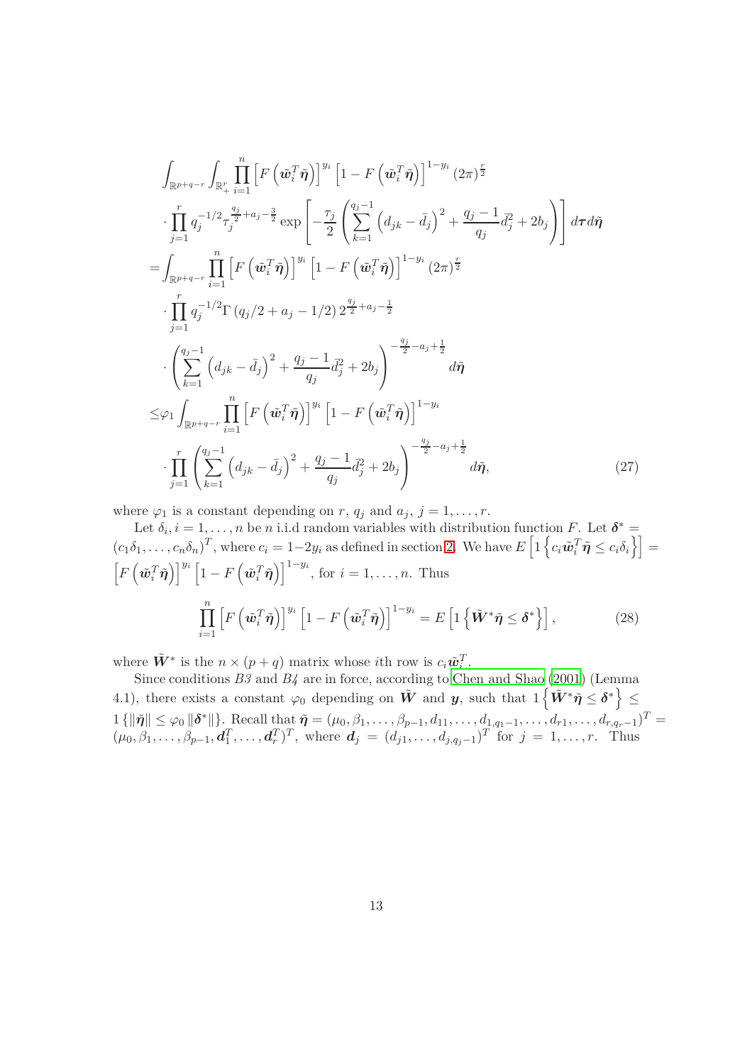$$
\begin{aligned}
&\int_{\mathbb{R}^{p+q-r}} \int_{\mathbb{R}_+^r} \prod_{i=1}^{n} \left[F\left(\tilde{\boldsymbol{w}}_i^T \tilde{\boldsymbol{\eta}}\right)\right]^{y_i} \left[1 - F\left(\tilde{\boldsymbol{w}}_i^T \tilde{\boldsymbol{\eta}}\right)\right]^{1-y_i} (2\pi)^{\frac{r}{2}} \\
&\quad \cdot \prod_{j=1}^{r} q_j^{-1/2} \tau_j^{\frac{q_j}{2}+a_j-\frac{3}{2}} \exp\left[-\frac{\tau_j}{2}\left(\sum_{k=1}^{q_j-1}\left(d_{jk}-\bar{d}_j\right)^2 + \frac{q_j-1}{q_j}\bar{d}_j^2 + 2b_j\right)\right] d\boldsymbol{\tau} d\tilde{\boldsymbol{\eta}} \\
=& \int_{\mathbb{R}^{p+q-r}} \prod_{i=1}^{n} \left[F\left(\tilde{\boldsymbol{w}}_i^T \tilde{\boldsymbol{\eta}}\right)\right]^{y_i} \left[1 - F\left(\tilde{\boldsymbol{w}}_i^T \tilde{\boldsymbol{\eta}}\right)\right]^{1-y_i} (2\pi)^{\frac{r}{2}} \\
&\quad \cdot \prod_{j=1}^{r} q_j^{-1/2} \Gamma\left(q_j/2 + a_j - 1/2\right) 2^{\frac{q_j}{2}+a_j-\frac{1}{2}} \\
&\quad \cdot \left(\sum_{k=1}^{q_j-1}\left(d_{jk}-\bar{d}_j\right)^2 + \frac{q_j-1}{q_j}\bar{d}_j^2 + 2b_j\right)^{-\frac{q_j}{2}-a_j+\frac{1}{2}} d\tilde{\boldsymbol{\eta}} \\
\leq& \varphi_1 \int_{\mathbb{R}^{p+q-r}} \prod_{i=1}^{n} \left[F\left(\tilde{\boldsymbol{w}}_i^T \tilde{\boldsymbol{\eta}}\right)\right]^{y_i} \left[1 - F\left(\tilde{\boldsymbol{w}}_i^T \tilde{\boldsymbol{\eta}}\right)\right]^{1-y_i} \\
&\quad \cdot \prod_{j=1}^{r} \left(\sum_{k=1}^{q_j-1}\left(d_{jk}-\bar{d}_j\right)^2 + \frac{q_j-1}{q_j}\bar{d}_j^2 + 2b_j\right)^{-\frac{q_j}{2}-a_j+\frac{1}{2}} d\tilde{\boldsymbol{\eta}}, \qquad (27)
\end{aligned}
$$

where $\varphi_1$ is a constant depending on $r$, $q_j$ and $a_j$, $j = 1, \ldots, r$.

Let $\delta_i, i = 1, \ldots, n$ be $n$ i.i.d random variables with distribution function $F$. Let $\boldsymbol{\delta}^* = (c_1\delta_1, \ldots, c_n\delta_n)^T$, where $c_i = 1-2y_i$ as defined in section 2. We have $E\left[1\left\{c_i\tilde{\boldsymbol{w}}_i^T\tilde{\boldsymbol{\eta}} \leq c_i\delta_i\right\}\right] = \left[F\left(\tilde{\boldsymbol{w}}_i^T\tilde{\boldsymbol{\eta}}\right)\right]^{y_i}\left[1 - F\left(\tilde{\boldsymbol{w}}_i^T\tilde{\boldsymbol{\eta}}\right)\right]^{1-y_i}$, for $i = 1, \ldots, n$. Thus

$$
\prod_{i=1}^{n} \left[F\left(\tilde{\boldsymbol{w}}_i^T \tilde{\boldsymbol{\eta}}\right)\right]^{y_i} \left[1 - F\left(\tilde{\boldsymbol{w}}_i^T \tilde{\boldsymbol{\eta}}\right)\right]^{1-y_i} = E\left[1\left\{\tilde{\boldsymbol{W}}^* \tilde{\boldsymbol{\eta}} \leq \boldsymbol{\delta}^*\right\}\right], \qquad (28)
$$

where $\tilde{\boldsymbol{W}}^*$ is the $n \times (p+q)$ matrix whose $i$th row is $c_i\tilde{\boldsymbol{w}}_i^T$.

Since conditions *B3* and *B4* are in force, according to Chen and Shao (2001) (Lemma 4.1), there exists a constant $\varphi_0$ depending on $\tilde{\boldsymbol{W}}$ and $\boldsymbol{y}$, such that $1\left\{\tilde{\boldsymbol{W}}^*\tilde{\boldsymbol{\eta}} \leq \boldsymbol{\delta}^*\right\} \leq 1\left\{\|\tilde{\boldsymbol{\eta}}\| \leq \varphi_0 \|\boldsymbol{\delta}^*\|\right\}$. Recall that $\tilde{\boldsymbol{\eta}} = (\mu_0, \beta_1, \ldots, \beta_{p-1}, d_{11}, \ldots, d_{1,q_1-1}, \ldots, d_{r1}, \ldots, d_{r,q_r-1})^T = (\mu_0, \beta_1, \ldots, \beta_{p-1}, \boldsymbol{d}_1^T, \ldots, \boldsymbol{d}_r^T)^T$, where $\boldsymbol{d}_j = (d_{j1}, \ldots, d_{j,q_j-1})^T$ for $j = 1, \ldots, r$. Thus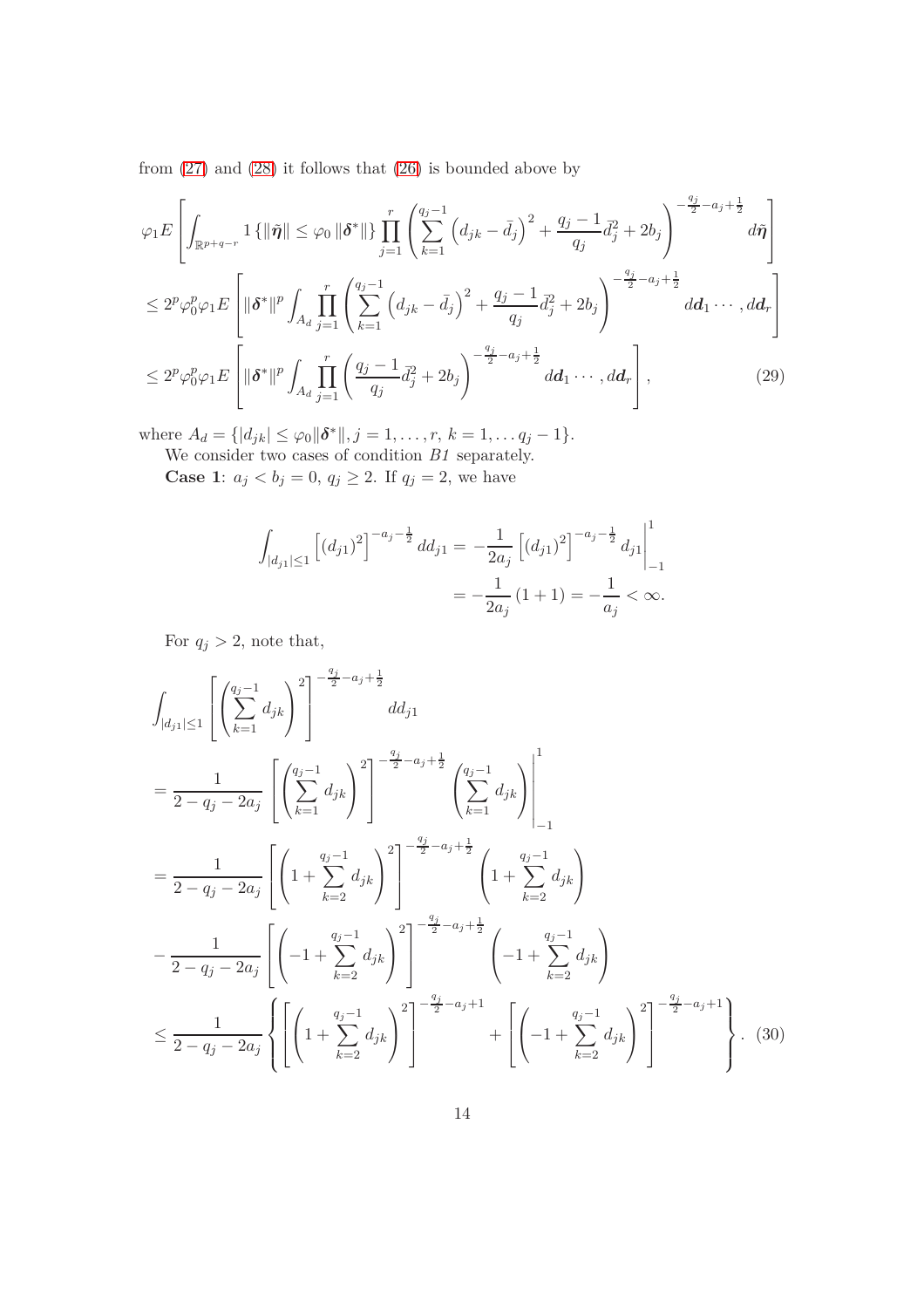from (27) and (28) it follows that (26) is bounded above by

$$
\begin{aligned}
&\varphi_1 E\left[\int_{\mathbb{R}^{p+q-r}} 1\left\{\|\tilde{\boldsymbol{\eta}}\| \leq \varphi_0 \|\boldsymbol{\delta}^*\|\right\} \prod_{j=1}^{r}\left(\sum_{k=1}^{q_j-1}\left(d_{jk}-\bar{d}_j\right)^2+\frac{q_j-1}{q_j}\bar{d}_j^2+2b_j\right)^{-\frac{q_j}{2}-a_j+\frac{1}{2}} d\tilde{\boldsymbol{\eta}}\right] \\
&\leq 2^p \varphi_0^p \varphi_1 E\left[\|\boldsymbol{\delta}^*\|^p \int_{A_d} \prod_{j=1}^{r}\left(\sum_{k=1}^{q_j-1}\left(d_{jk}-\bar{d}_j\right)^2+\frac{q_j-1}{q_j}\bar{d}_j^2+2b_j\right)^{-\frac{q_j}{2}-a_j+\frac{1}{2}} d\boldsymbol{d}_1\cdots, d\boldsymbol{d}_r\right] \\
&\leq 2^p \varphi_0^p \varphi_1 E\left[\|\boldsymbol{\delta}^*\|^p \int_{A_d} \prod_{j=1}^{r}\left(\frac{q_j-1}{q_j}\bar{d}_j^2+2b_j\right)^{-\frac{q_j}{2}-a_j+\frac{1}{2}} d\boldsymbol{d}_1\cdots, d\boldsymbol{d}_r\right],
\end{aligned}
\tag{29}
$$

where $A_d = \{|d_{jk}| \leq \varphi_0 \|\boldsymbol{\delta}^*\|, j = 1, \ldots, r, k = 1, \ldots q_j - 1\}$.

We consider two cases of condition *B1* separately.

**Case 1**: $a_j < b_j = 0$, $q_j \geq 2$. If $q_j = 2$, we have

$$
\begin{aligned}
\int_{|d_{j1}|\leq 1}\left[(d_{j1})^2\right]^{-a_j-\frac{1}{2}} dd_{j1} &= -\frac{1}{2a_j}\left[(d_{j1})^2\right]^{-a_j-\frac{1}{2}} d_{j1}\Big|_{-1}^{1} \\
&= -\frac{1}{2a_j}(1+1) = -\frac{1}{a_j} < \infty.
\end{aligned}
$$

For $q_j > 2$, note that,

$$
\begin{aligned}
&\int_{|d_{j1}|\leq 1}\left[\left(\sum_{k=1}^{q_j-1} d_{jk}\right)^2\right]^{-\frac{q_j}{2}-a_j+\frac{1}{2}} dd_{j1} \\
&= \frac{1}{2-q_j-2a_j}\left[\left(\sum_{k=1}^{q_j-1} d_{jk}\right)^2\right]^{-\frac{q_j}{2}-a_j+\frac{1}{2}}\left(\sum_{k=1}^{q_j-1} d_{jk}\right)\Bigg|_{-1}^{1} \\
&= \frac{1}{2-q_j-2a_j}\left[\left(1+\sum_{k=2}^{q_j-1} d_{jk}\right)^2\right]^{-\frac{q_j}{2}-a_j+\frac{1}{2}}\left(1+\sum_{k=2}^{q_j-1} d_{jk}\right) \\
&- \frac{1}{2-q_j-2a_j}\left[\left(-1+\sum_{k=2}^{q_j-1} d_{jk}\right)^2\right]^{-\frac{q_j}{2}-a_j+\frac{1}{2}}\left(-1+\sum_{k=2}^{q_j-1} d_{jk}\right) \\
&\leq \frac{1}{2-q_j-2a_j}\left\{\left[\left(1+\sum_{k=2}^{q_j-1} d_{jk}\right)^2\right]^{-\frac{q_j}{2}-a_j+1}+\left[\left(-1+\sum_{k=2}^{q_j-1} d_{jk}\right)^2\right]^{-\frac{q_j}{2}-a_j+1}\right\}.
\end{aligned}
\tag{30}
$$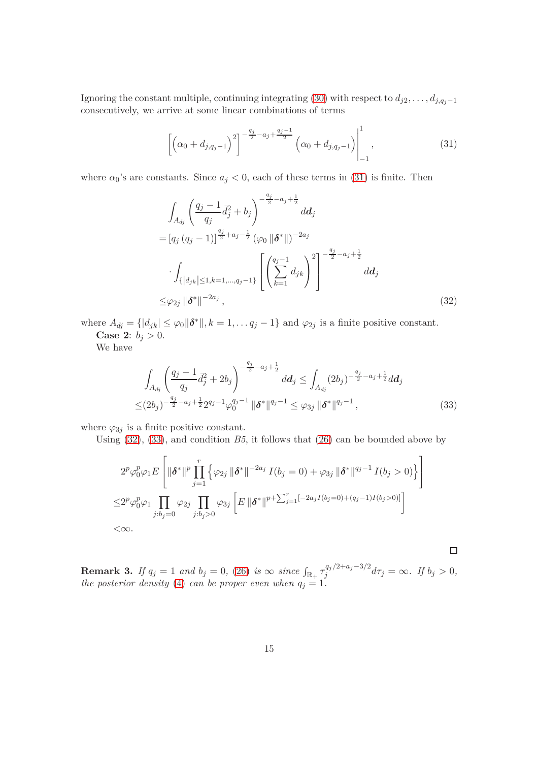Ignoring the constant multiple, continuing integrating (30) with respect to $d_{j2}, \ldots, d_{j,q_j-1}$ consecutively, we arrive at some linear combinations of terms

$$
\left[\left(\alpha_0 + d_{j,q_j-1}\right)^2\right]^{-\frac{q_j}{2}-a_j+\frac{q_j-1}{2}} \left(\alpha_0 + d_{j,q_j-1}\right)\Bigg|_{-1}^{1}, \tag{31}
$$

where $\alpha_0$'s are constants. Since $a_j < 0$, each of these terms in (31) is finite. Then

$$
\begin{aligned}
&\int_{A_{dj}} \left(\frac{q_j-1}{q_j}\bar{d}_j^2 + b_j\right)^{-\frac{q_j}{2}-a_j+\frac{1}{2}} d\boldsymbol{d}_j \\
=&\left[q_j\left(q_j-1\right)\right]^{\frac{q_j}{2}+a_j-\frac{1}{2}} \left(\varphi_0 \left\|\boldsymbol{\delta}^*\right\|\right)^{-2a_j} \\
&\cdot \int_{\left\{\left|d_{jk}\right| \leq 1, k=1,\ldots,q_j-1\right\}} \left[\left(\sum_{k=1}^{q_j-1} d_{jk}\right)^2\right]^{-\frac{q_j}{2}-a_j+\frac{1}{2}} d\boldsymbol{d}_j \\
\leq& \varphi_{2j} \left\|\boldsymbol{\delta}^*\right\|^{-2a_j},
\end{aligned} \tag{32}
$$

where $A_{dj} = \{|d_{jk}| \leq \varphi_0\|\boldsymbol{\delta}^*\|, k = 1, \ldots q_j - 1\}$ and $\varphi_{2j}$ is a finite positive constant.

**Case 2**: $b_j > 0$.

We have

$$
\begin{aligned}
&\int_{A_{dj}} \left(\frac{q_j-1}{q_j}\bar{d}_j^2 + 2b_j\right)^{-\frac{q_j}{2}-a_j+\frac{1}{2}} d\boldsymbol{d}_j \leq \int_{A_{dj}} (2b_j)^{-\frac{q_j}{2}-a_j+\frac{1}{2}} d\boldsymbol{d}_j \\
\leq&(2b_j)^{-\frac{q_j}{2}-a_j+\frac{1}{2}} 2^{q_j-1} \varphi_0^{q_j-1} \left\|\boldsymbol{\delta}^*\right\|^{q_j-1} \leq \varphi_{3j} \left\|\boldsymbol{\delta}^*\right\|^{q_j-1},
\end{aligned} \tag{33}
$$

where $\varphi_{3j}$ is a finite positive constant.

Using (32), (33), and condition *B5*, it follows that (26) can be bounded above by

$$
\begin{aligned}
&2^p \varphi_0^p \varphi_1 E\left[\left\|\boldsymbol{\delta}^*\right\|^p \prod_{j=1}^{r} \left\{\varphi_{2j} \left\|\boldsymbol{\delta}^*\right\|^{-2a_j} I(b_j = 0) + \varphi_{3j} \left\|\boldsymbol{\delta}^*\right\|^{q_j-1} I(b_j > 0)\right\}\right] \\
\leq& 2^p \varphi_0^p \varphi_1 \prod_{j:b_j=0} \varphi_{2j} \prod_{j:b_j>0} \varphi_{3j} \left[E\left\|\boldsymbol{\delta}^*\right\|^{p+\sum_{j=1}^{r}\left[-2a_j I(b_j=0)+(q_j-1)I(b_j>0)\right]}\right] \\
<& \infty.
\end{aligned}
$$

□

**Remark 3.** *If $q_j = 1$ and $b_j = 0$, (26) is $\infty$ since $\int_{\mathbb{R}_+} \tau_j^{q_j/2+a_j-3/2} d\tau_j = \infty$. If $b_j > 0$, the posterior density (4) can be proper even when $q_j = 1$.*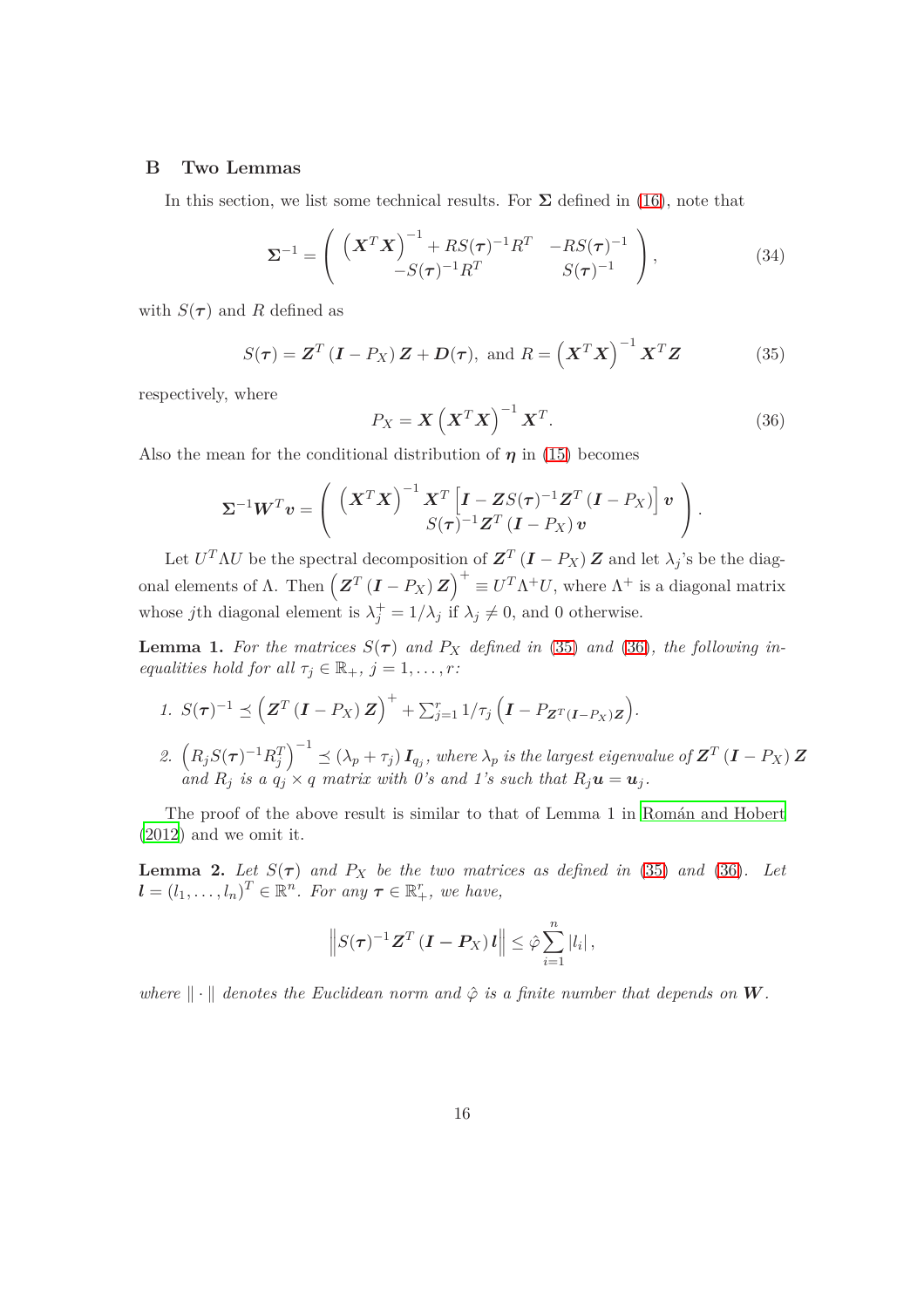## B Two Lemmas

In this section, we list some technical results. For $\boldsymbol{\Sigma}$ defined in (16), note that

$$\boldsymbol{\Sigma}^{-1} = \begin{pmatrix} \left(\boldsymbol{X}^T\boldsymbol{X}\right)^{-1} + RS(\boldsymbol{\tau})^{-1}R^T & -RS(\boldsymbol{\tau})^{-1} \\ -S(\boldsymbol{\tau})^{-1}R^T & S(\boldsymbol{\tau})^{-1} \end{pmatrix}, \tag{34}$$

with $S(\boldsymbol{\tau})$ and $R$ defined as

$$S(\boldsymbol{\tau}) = \boldsymbol{Z}^T\left(\boldsymbol{I} - P_X\right)\boldsymbol{Z} + \boldsymbol{D}(\boldsymbol{\tau}), \text{ and } R = \left(\boldsymbol{X}^T\boldsymbol{X}\right)^{-1}\boldsymbol{X}^T\boldsymbol{Z} \tag{35}$$

respectively, where

$$P_X = \boldsymbol{X}\left(\boldsymbol{X}^T\boldsymbol{X}\right)^{-1}\boldsymbol{X}^T. \tag{36}$$

Also the mean for the conditional distribution of $\boldsymbol{\eta}$ in (15) becomes

$$\boldsymbol{\Sigma}^{-1}\boldsymbol{W}^T\boldsymbol{v} = \begin{pmatrix} \left(\boldsymbol{X}^T\boldsymbol{X}\right)^{-1}\boldsymbol{X}^T\left[\boldsymbol{I} - \boldsymbol{Z}S(\boldsymbol{\tau})^{-1}\boldsymbol{Z}^T\left(\boldsymbol{I} - P_X\right)\right]\boldsymbol{v} \\ S(\boldsymbol{\tau})^{-1}\boldsymbol{Z}^T\left(\boldsymbol{I} - P_X\right)\boldsymbol{v} \end{pmatrix}.$$

Let $U^T\Lambda U$ be the spectral decomposition of $\boldsymbol{Z}^T\left(\boldsymbol{I} - P_X\right)\boldsymbol{Z}$ and let $\lambda_j$'s be the diagonal elements of $\Lambda$. Then $\left(\boldsymbol{Z}^T\left(\boldsymbol{I} - P_X\right)\boldsymbol{Z}\right)^+ \equiv U^T\Lambda^+U$, where $\Lambda^+$ is a diagonal matrix whose $j$th diagonal element is $\lambda_j^+ = 1/\lambda_j$ if $\lambda_j \neq 0$, and 0 otherwise.

**Lemma 1.** *For the matrices $S(\boldsymbol{\tau})$ and $P_X$ defined in (35) and (36), the following inequalities hold for all $\tau_j \in \mathbb{R}_+$, $j = 1, \ldots, r$:*

1. $S(\boldsymbol{\tau})^{-1} \preceq \left(\boldsymbol{Z}^T\left(\boldsymbol{I} - P_X\right)\boldsymbol{Z}\right)^+ + \sum_{j=1}^r 1/\tau_j\left(\boldsymbol{I} - P_{\boldsymbol{Z}^T(\boldsymbol{I}-P_X)\boldsymbol{Z}}\right)$.
2. $\left(R_jS(\boldsymbol{\tau})^{-1}R_j^T\right)^{-1} \preceq \left(\lambda_p + \tau_j\right)\boldsymbol{I}_{q_j}$, *where $\lambda_p$ is the largest eigenvalue of $\boldsymbol{Z}^T\left(\boldsymbol{I} - P_X\right)\boldsymbol{Z}$ and $R_j$ is a $q_j \times q$ matrix with 0's and 1's such that $R_j\boldsymbol{u} = \boldsymbol{u}_j$.*

The proof of the above result is similar to that of Lemma 1 in Román and Hobert (2012) and we omit it.

**Lemma 2.** *Let $S(\boldsymbol{\tau})$ and $P_X$ be the two matrices as defined in (35) and (36). Let $\boldsymbol{l} = (l_1, \ldots, l_n)^T \in \mathbb{R}^n$. For any $\boldsymbol{\tau} \in \mathbb{R}_+^r$, we have,*

$$\left\| S(\boldsymbol{\tau})^{-1}\boldsymbol{Z}^T\left(\boldsymbol{I} - \boldsymbol{P}_X\right)\boldsymbol{l} \right\| \leq \hat{\varphi}\sum_{i=1}^n |l_i|,$$

*where $\|\cdot\|$ denotes the Euclidean norm and $\hat{\varphi}$ is a finite number that depends on $\boldsymbol{W}$.*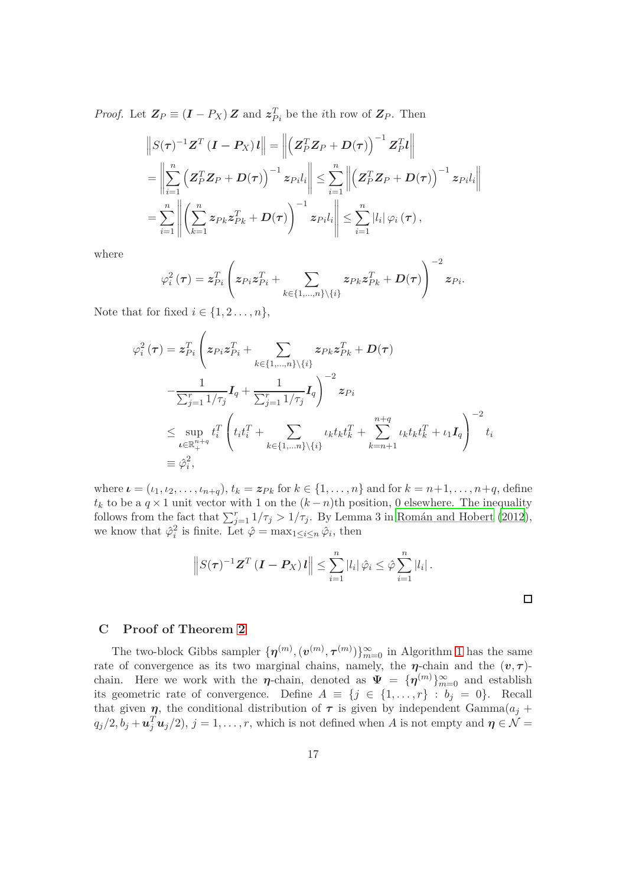*Proof.* Let $\boldsymbol{Z}_P \equiv (\boldsymbol{I} - P_X)\,\boldsymbol{Z}$ and $\boldsymbol{z}_{Pi}^T$ be the $i$th row of $\boldsymbol{Z}_P$. Then

$$
\begin{aligned}
&\left\| S(\boldsymbol{\tau})^{-1}\boldsymbol{Z}^T\left(\boldsymbol{I}-\boldsymbol{P}_X\right)\boldsymbol{l}\right\| = \left\|\left(\boldsymbol{Z}_P^T\boldsymbol{Z}_P+\boldsymbol{D}(\boldsymbol{\tau})\right)^{-1}\boldsymbol{Z}_P^T\boldsymbol{l}\right\| \\
&= \left\|\sum_{i=1}^n\left(\boldsymbol{Z}_P^T\boldsymbol{Z}_P+\boldsymbol{D}(\boldsymbol{\tau})\right)^{-1}\boldsymbol{z}_{Pi}l_i\right\| \le \sum_{i=1}^n\left\|\left(\boldsymbol{Z}_P^T\boldsymbol{Z}_P+\boldsymbol{D}(\boldsymbol{\tau})\right)^{-1}\boldsymbol{z}_{Pi}l_i\right\| \\
&= \sum_{i=1}^n\left\|\left(\sum_{k=1}^n\boldsymbol{z}_{Pk}\boldsymbol{z}_{Pk}^T+\boldsymbol{D}(\boldsymbol{\tau})\right)^{-1}\boldsymbol{z}_{Pi}l_i\right\| \le \sum_{i=1}^n|l_i|\,\varphi_i\left(\boldsymbol{\tau}\right),
\end{aligned}
$$

where

$$
\varphi_i^2\left(\boldsymbol{\tau}\right) = \boldsymbol{z}_{Pi}^T\left(\boldsymbol{z}_{Pi}\boldsymbol{z}_{Pi}^T+\sum_{k\in\{1,\ldots,n\}\setminus\{i\}}\boldsymbol{z}_{Pk}\boldsymbol{z}_{Pk}^T+\boldsymbol{D}(\boldsymbol{\tau})\right)^{-2}\boldsymbol{z}_{Pi}.
$$

Note that for fixed $i \in \{1, 2\ldots, n\}$,

$$
\begin{aligned}
\varphi_i^2\left(\boldsymbol{\tau}\right) &= \boldsymbol{z}_{Pi}^T\left(\boldsymbol{z}_{Pi}\boldsymbol{z}_{Pi}^T+\sum_{k\in\{1,\ldots,n\}\setminus\{i\}}\boldsymbol{z}_{Pk}\boldsymbol{z}_{Pk}^T+\boldsymbol{D}(\boldsymbol{\tau})\right. \\
&\qquad \left. -\frac{1}{\sum_{j=1}^r 1/\tau_j}\boldsymbol{I}_q+\frac{1}{\sum_{j=1}^r 1/\tau_j}\boldsymbol{I}_q\right)^{-2}\boldsymbol{z}_{Pi} \\
&\le \sup_{\boldsymbol{\iota}\in\mathbb{R}_+^{n+q}} t_i^T\left(t_it_i^T+\sum_{k\in\{1,\ldots n\}\setminus\{i\}}\iota_kt_kt_k^T+\sum_{k=n+1}^{n+q}\iota_kt_kt_k^T+\iota_1\boldsymbol{I}_q\right)^{-2}t_i \\
&\equiv \hat{\varphi}_i^2,
\end{aligned}
$$

where $\boldsymbol{\iota} = (\iota_1, \iota_2, \ldots, \iota_{n+q})$, $t_k = \boldsymbol{z}_{Pk}$ for $k \in \{1, \ldots, n\}$ and for $k = n+1, \ldots, n+q$, define $t_k$ to be a $q \times 1$ unit vector with 1 on the $(k-n)$th position, 0 elsewhere. The inequality follows from the fact that $\sum_{j=1}^r 1/\tau_j > 1/\tau_j$. By Lemma 3 in Román and Hobert (2012), we know that $\hat{\varphi}_i^2$ is finite. Let $\hat{\varphi} = \max_{1\le i\le n}\hat{\varphi}_i$, then

$$
\left\| S(\boldsymbol{\tau})^{-1}\boldsymbol{Z}^T\left(\boldsymbol{I}-\boldsymbol{P}_X\right)\boldsymbol{l}\right\| \le \sum_{i=1}^n|l_i|\,\hat{\varphi}_i \le \hat{\varphi}\sum_{i=1}^n|l_i|\,.
$$

□

## C Proof of Theorem 2

The two-block Gibbs sampler $\{\boldsymbol{\eta}^{(m)}, (\boldsymbol{v}^{(m)}, \boldsymbol{\tau}^{(m)})\}_{m=0}^\infty$ in Algorithm 1 has the same rate of convergence as its two marginal chains, namely, the $\boldsymbol{\eta}$-chain and the $(\boldsymbol{v}, \boldsymbol{\tau})$-chain. Here we work with the $\boldsymbol{\eta}$-chain, denoted as $\boldsymbol{\Psi} = \{\boldsymbol{\eta}^{(m)}\}_{m=0}^\infty$ and establish its geometric rate of convergence. Define $A \equiv \{j \in \{1, \ldots, r\} : b_j = 0\}$. Recall that given $\boldsymbol{\eta}$, the conditional distribution of $\boldsymbol{\tau}$ is given by independent Gamma$(a_j + q_j/2, b_j + \boldsymbol{u}_j^T\boldsymbol{u}_j/2)$, $j = 1, \ldots, r$, which is not defined when $A$ is not empty and $\boldsymbol{\eta} \in \mathcal{N} =$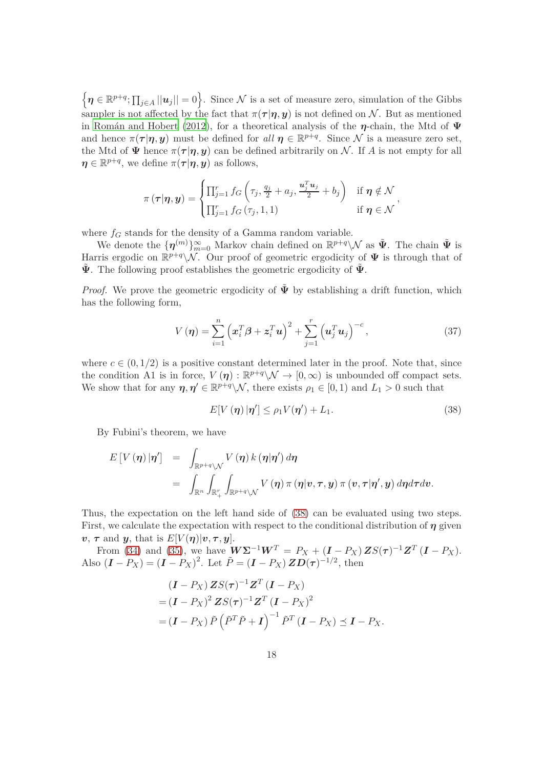$\left\{\boldsymbol{\eta} \in \mathbb{R}^{p+q}; \prod_{j\in A} ||\boldsymbol{u}_j|| = 0\right\}$. Since $\mathcal{N}$ is a set of measure zero, simulation of the Gibbs sampler is not affected by the fact that $\pi(\boldsymbol{\tau}|\boldsymbol{\eta}, \boldsymbol{y})$ is not defined on $\mathcal{N}$. But as mentioned in Román and Hobert (2012), for a theoretical analysis of the $\boldsymbol{\eta}$-chain, the Mtd of $\boldsymbol{\Psi}$ and hence $\pi(\boldsymbol{\tau}|\boldsymbol{\eta}, \boldsymbol{y})$ must be defined for *all* $\boldsymbol{\eta} \in \mathbb{R}^{p+q}$. Since $\mathcal{N}$ is a measure zero set, the Mtd of $\boldsymbol{\Psi}$ hence $\pi(\boldsymbol{\tau}|\boldsymbol{\eta}, \boldsymbol{y})$ can be defined arbitrarily on $\mathcal{N}$. If $A$ is not empty for all $\boldsymbol{\eta} \in \mathbb{R}^{p+q}$, we define $\pi(\boldsymbol{\tau}|\boldsymbol{\eta}, \boldsymbol{y})$ as follows,

$$\pi\left(\boldsymbol{\tau}|\boldsymbol{\eta}, \boldsymbol{y}\right) = \begin{cases} \prod_{j=1}^{r} f_G\left(\tau_j, \frac{q_j}{2} + a_j, \frac{\boldsymbol{u}_j^T \boldsymbol{u}_j}{2} + b_j\right) & \text{if } \boldsymbol{\eta} \notin \mathcal{N} \\ \prod_{j=1}^{r} f_G\left(\tau_j, 1, 1\right) & \text{if } \boldsymbol{\eta} \in \mathcal{N} \end{cases},$$

where $f_G$ stands for the density of a Gamma random variable.

We denote the $\{\boldsymbol{\eta}^{(m)}\}_{m=0}^{\infty}$ Markov chain defined on $\mathbb{R}^{p+q}\backslash\mathcal{N}$ as $\tilde{\boldsymbol{\Psi}}$. The chain $\tilde{\boldsymbol{\Psi}}$ is Harris ergodic on $\mathbb{R}^{p+q}\backslash\mathcal{N}$. Our proof of geometric ergodicity of $\boldsymbol{\Psi}$ is through that of $\tilde{\boldsymbol{\Psi}}$. The following proof establishes the geometric ergodicity of $\tilde{\boldsymbol{\Psi}}$.

*Proof.* We prove the geometric ergodicity of $\tilde{\boldsymbol{\Psi}}$ by establishing a drift function, which has the following form,

$$V\left(\boldsymbol{\eta}\right) = \sum_{i=1}^{n} \left(\boldsymbol{x}_i^T \boldsymbol{\beta} + \boldsymbol{z}_i^T \boldsymbol{u}\right)^2 + \sum_{j=1}^{r} \left(\boldsymbol{u}_j^T \boldsymbol{u}_j\right)^{-c}, \tag{37}$$

where $c \in (0, 1/2)$ is a positive constant determined later in the proof. Note that, since the condition A1 is in force, $V\left(\boldsymbol{\eta}\right) : \mathbb{R}^{p+q}\backslash\mathcal{N} \to [0, \infty)$ is unbounded off compact sets. We show that for any $\boldsymbol{\eta}, \boldsymbol{\eta}' \in \mathbb{R}^{p+q}\backslash\mathcal{N}$, there exists $\rho_1 \in [0, 1)$ and $L_1 > 0$ such that

$$E[V\left(\boldsymbol{\eta}\right)|\boldsymbol{\eta}'] \leq \rho_1 V(\boldsymbol{\eta}') + L_1. \tag{38}$$

By Fubini's theorem, we have

$$\begin{aligned} E\left[V\left(\boldsymbol{\eta}\right)|\boldsymbol{\eta}'\right] &= \int_{\mathbb{R}^{p+q}\backslash\mathcal{N}} V\left(\boldsymbol{\eta}\right) k\left(\boldsymbol{\eta}|\boldsymbol{\eta}'\right) d\boldsymbol{\eta} \\ &= \int_{\mathbb{R}^n} \int_{\mathbb{R}_+^r} \int_{\mathbb{R}^{p+q}\backslash\mathcal{N}} V\left(\boldsymbol{\eta}\right) \pi\left(\boldsymbol{\eta}|\boldsymbol{v}, \boldsymbol{\tau}, \boldsymbol{y}\right) \pi\left(\boldsymbol{v}, \boldsymbol{\tau}|\boldsymbol{\eta}', \boldsymbol{y}\right) d\boldsymbol{\eta} d\boldsymbol{\tau} d\boldsymbol{v}. \end{aligned}$$

Thus, the expectation on the left hand side of (38) can be evaluated using two steps. First, we calculate the expectation with respect to the conditional distribution of $\boldsymbol{\eta}$ given $\boldsymbol{v}$, $\boldsymbol{\tau}$ and $\boldsymbol{y}$, that is $E[V(\boldsymbol{\eta})|\boldsymbol{v}, \boldsymbol{\tau}, \boldsymbol{y}]$.

From (34) and (35), we have $\boldsymbol{W}\boldsymbol{\Sigma}^{-1}\boldsymbol{W}^T = P_X + \left(\boldsymbol{I} - P_X\right) \boldsymbol{Z} S(\boldsymbol{\tau})^{-1} \boldsymbol{Z}^T \left(\boldsymbol{I} - P_X\right)$. Also $\left(\boldsymbol{I} - P_X\right) = \left(\boldsymbol{I} - P_X\right)^2$. Let $\tilde{P} = \left(\boldsymbol{I} - P_X\right) \boldsymbol{Z} \boldsymbol{D}(\boldsymbol{\tau})^{-1/2}$, then

$$\begin{aligned} &\left(\boldsymbol{I} - P_X\right) \boldsymbol{Z} S(\boldsymbol{\tau})^{-1} \boldsymbol{Z}^T \left(\boldsymbol{I} - P_X\right) \\ =& \left(\boldsymbol{I} - P_X\right)^2 \boldsymbol{Z} S(\boldsymbol{\tau})^{-1} \boldsymbol{Z}^T \left(\boldsymbol{I} - P_X\right)^2 \\ =& \left(\boldsymbol{I} - P_X\right) \tilde{P} \left(\tilde{P}^T \tilde{P} + \boldsymbol{I}\right)^{-1} \tilde{P}^T \left(\boldsymbol{I} - P_X\right) \preceq \boldsymbol{I} - P_X. \end{aligned}$$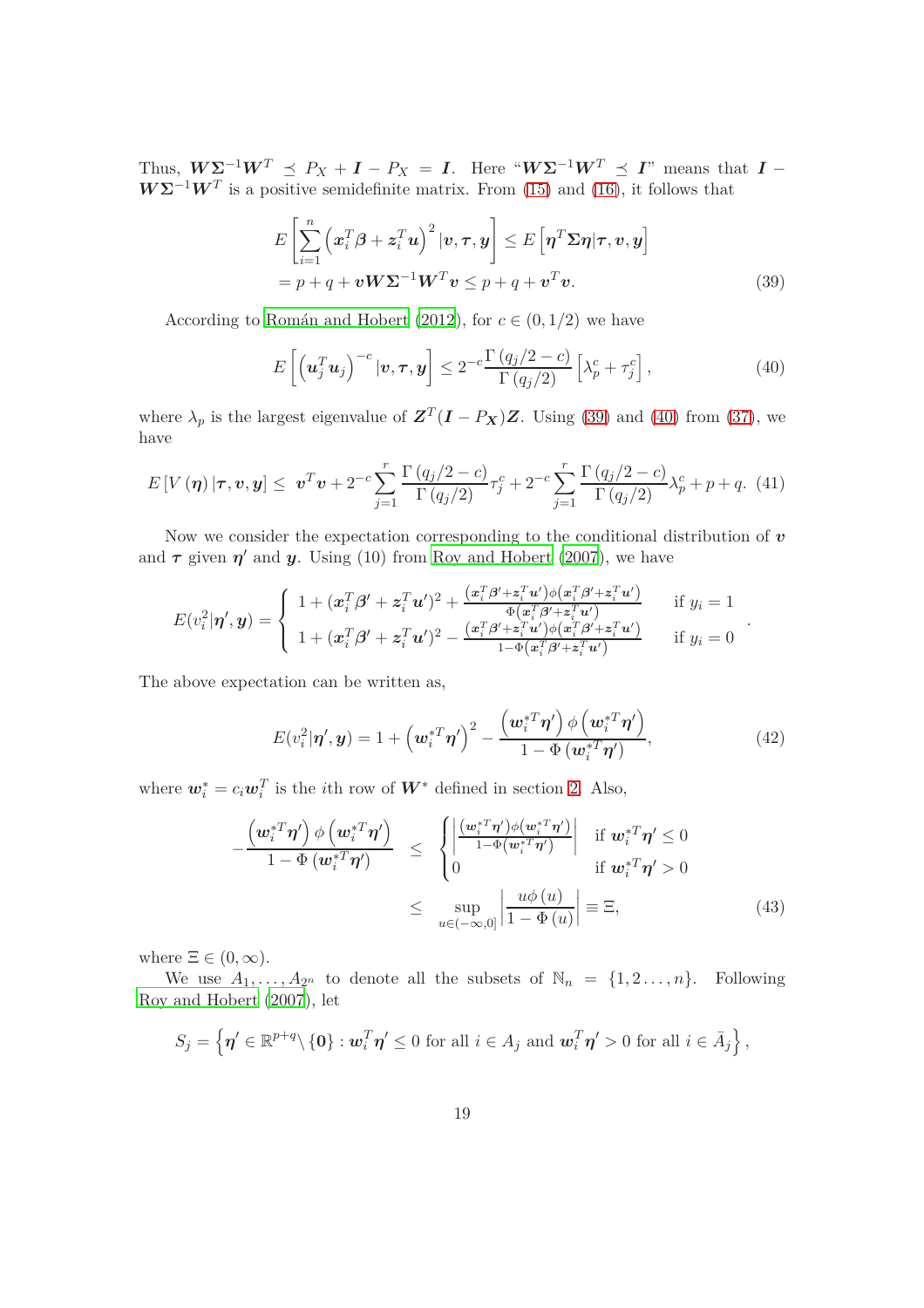Thus, $\boldsymbol{W}\boldsymbol{\Sigma}^{-1}\boldsymbol{W}^T \preceq P_X + \boldsymbol{I} - P_X = \boldsymbol{I}$. Here "$\boldsymbol{W}\boldsymbol{\Sigma}^{-1}\boldsymbol{W}^T \preceq \boldsymbol{I}$" means that $\boldsymbol{I} - \boldsymbol{W}\boldsymbol{\Sigma}^{-1}\boldsymbol{W}^T$ is a positive semidefinite matrix. From (15) and (16), it follows that

$$
\begin{aligned}
&E\left[\sum_{i=1}^{n}\left(\boldsymbol{x}_i^T\boldsymbol{\beta} + \boldsymbol{z}_i^T\boldsymbol{u}\right)^2 | \boldsymbol{v}, \boldsymbol{\tau}, \boldsymbol{y}\right] \leq E\left[\boldsymbol{\eta}^T\boldsymbol{\Sigma}\boldsymbol{\eta} | \boldsymbol{\tau}, \boldsymbol{v}, \boldsymbol{y}\right] \\
&= p + q + \boldsymbol{v}\boldsymbol{W}\boldsymbol{\Sigma}^{-1}\boldsymbol{W}^T\boldsymbol{v} \leq p + q + \boldsymbol{v}^T\boldsymbol{v}. \qquad (39)
\end{aligned}
$$

According to Román and Hobert (2012), for $c \in (0, 1/2)$ we have

$$
E\left[\left(\boldsymbol{u}_j^T\boldsymbol{u}_j\right)^{-c} | \boldsymbol{v}, \boldsymbol{\tau}, \boldsymbol{y}\right] \leq 2^{-c}\frac{\Gamma\left(q_j/2 - c\right)}{\Gamma\left(q_j/2\right)}\left[\lambda_p^c + \tau_j^c\right], \qquad (40)
$$

where $\lambda_p$ is the largest eigenvalue of $\boldsymbol{Z}^T(\boldsymbol{I} - P_{\boldsymbol{X}})\boldsymbol{Z}$. Using (39) and (40) from (37), we have

$$
E\left[V\left(\boldsymbol{\eta}\right) | \boldsymbol{\tau}, \boldsymbol{v}, \boldsymbol{y}\right] \leq \; \boldsymbol{v}^T\boldsymbol{v} + 2^{-c}\sum_{j=1}^{r}\frac{\Gamma\left(q_j/2 - c\right)}{\Gamma\left(q_j/2\right)}\tau_j^c + 2^{-c}\sum_{j=1}^{r}\frac{\Gamma\left(q_j/2 - c\right)}{\Gamma\left(q_j/2\right)}\lambda_p^c + p + q. \quad (41)
$$

Now we consider the expectation corresponding to the conditional distribution of $\boldsymbol{v}$ and $\boldsymbol{\tau}$ given $\boldsymbol{\eta}'$ and $\boldsymbol{y}$. Using (10) from Roy and Hobert (2007), we have

$$
E(v_i^2 | \boldsymbol{\eta}', \boldsymbol{y}) = \begin{cases} 1 + (\boldsymbol{x}_i^T\boldsymbol{\beta}' + \boldsymbol{z}_i^T\boldsymbol{u}')^2 + \frac{(\boldsymbol{x}_i^T\boldsymbol{\beta}' + \boldsymbol{z}_i^T\boldsymbol{u}')\phi\left(\boldsymbol{x}_i^T\boldsymbol{\beta}' + \boldsymbol{z}_i^T\boldsymbol{u}'\right)}{\Phi\left(\boldsymbol{x}_i^T\boldsymbol{\beta}' + \boldsymbol{z}_i^T\boldsymbol{u}'\right)} & \text{if } y_i = 1 \\ 1 + (\boldsymbol{x}_i^T\boldsymbol{\beta}' + \boldsymbol{z}_i^T\boldsymbol{u}')^2 - \frac{(\boldsymbol{x}_i^T\boldsymbol{\beta}' + \boldsymbol{z}_i^T\boldsymbol{u}')\phi\left(\boldsymbol{x}_i^T\boldsymbol{\beta}' + \boldsymbol{z}_i^T\boldsymbol{u}'\right)}{1 - \Phi\left(\boldsymbol{x}_i^T\boldsymbol{\beta}' + \boldsymbol{z}_i^T\boldsymbol{u}'\right)} & \text{if } y_i = 0 \end{cases}.
$$

The above expectation can be written as,

$$
E(v_i^2 | \boldsymbol{\eta}', \boldsymbol{y}) = 1 + \left(\boldsymbol{w}_i^{*T}\boldsymbol{\eta}'\right)^2 - \frac{\left(\boldsymbol{w}_i^{*T}\boldsymbol{\eta}'\right)\phi\left(\boldsymbol{w}_i^{*T}\boldsymbol{\eta}'\right)}{1 - \Phi\left(\boldsymbol{w}_i^{*T}\boldsymbol{\eta}'\right)}, \qquad (42)
$$

where $\boldsymbol{w}_i^* = c_i\boldsymbol{w}_i^T$ is the $i$th row of $\boldsymbol{W}^*$ defined in section 2. Also,

$$
\begin{aligned}
-\frac{\left(\boldsymbol{w}_i^{*T}\boldsymbol{\eta}'\right)\phi\left(\boldsymbol{w}_i^{*T}\boldsymbol{\eta}'\right)}{1 - \Phi\left(\boldsymbol{w}_i^{*T}\boldsymbol{\eta}'\right)} \quad &\leq \quad \begin{cases} \left|\frac{\left(\boldsymbol{w}_i^{*T}\boldsymbol{\eta}'\right)\phi\left(\boldsymbol{w}_i^{*T}\boldsymbol{\eta}'\right)}{1 - \Phi\left(\boldsymbol{w}_i^{*T}\boldsymbol{\eta}'\right)}\right| & \text{if } \boldsymbol{w}_i^{*T}\boldsymbol{\eta}' \leq 0 \\ 0 & \text{if } \boldsymbol{w}_i^{*T}\boldsymbol{\eta}' > 0 \end{cases} \\
&\leq \quad \sup_{u \in (-\infty, 0]}\left|\frac{u\phi\left(u\right)}{1 - \Phi\left(u\right)}\right| \equiv \Xi, \qquad (43)
\end{aligned}
$$

where $\Xi \in (0, \infty)$.

We use $A_1, \ldots, A_{2^n}$ to denote all the subsets of $\mathbb{N}_n = \{1, 2 \ldots, n\}$. Following Roy and Hobert (2007), let

$$
S_j = \left\{\boldsymbol{\eta}' \in \mathbb{R}^{p+q} \backslash \{\boldsymbol{0}\} : \boldsymbol{w}_i^T\boldsymbol{\eta}' \leq 0 \text{ for all } i \in A_j \text{ and } \boldsymbol{w}_i^T\boldsymbol{\eta}' > 0 \text{ for all } i \in \bar{A}_j\right\},
$$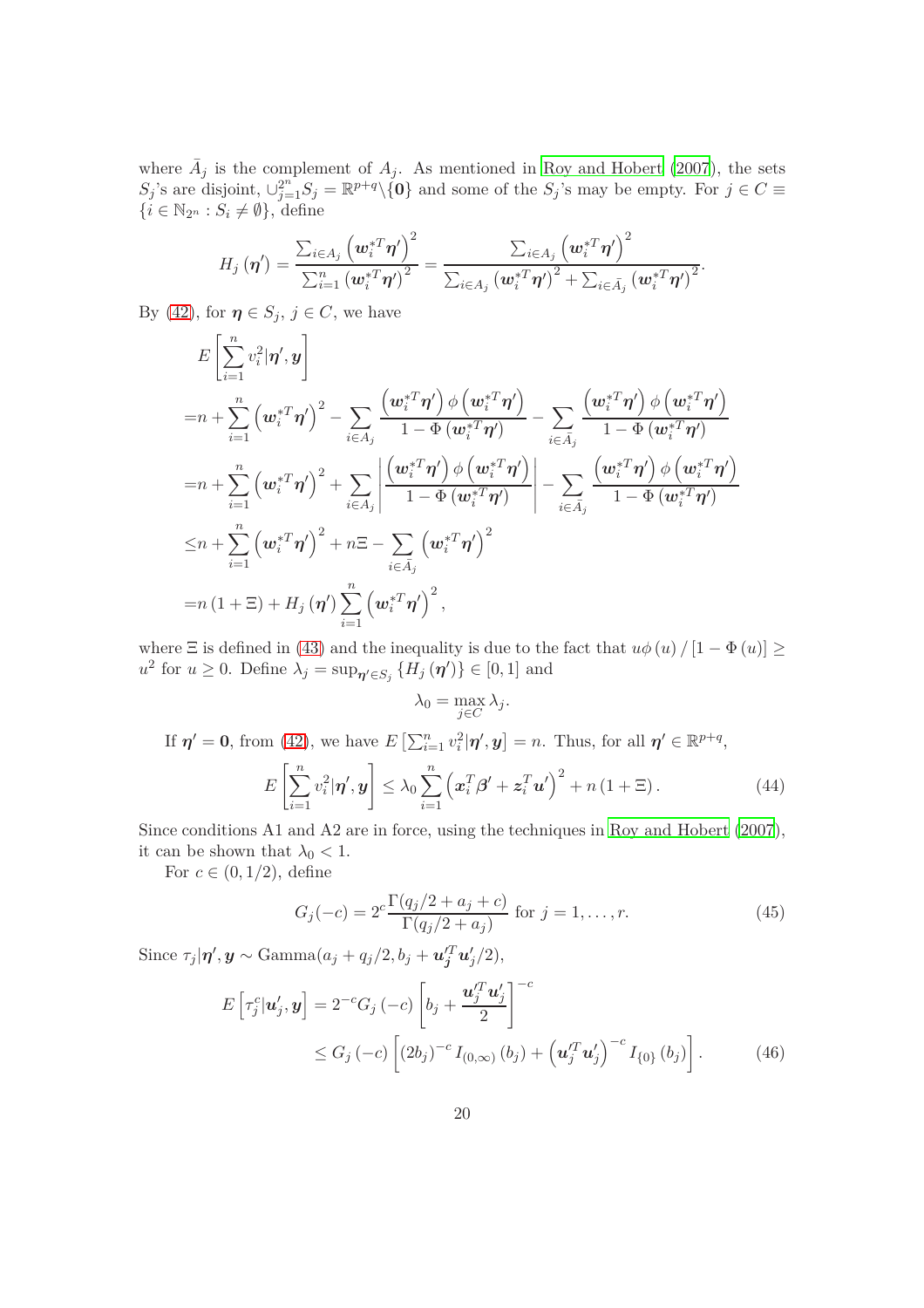where $\bar{A}_j$ is the complement of $A_j$. As mentioned in Roy and Hobert (2007), the sets $S_j$'s are disjoint, $\cup_{j=1}^{2^n} S_j = \mathbb{R}^{p+q} \backslash \{\mathbf{0}\}$ and some of the $S_j$'s may be empty. For $j \in C \equiv \{i \in \mathbb{N}_{2^n} : S_i \neq \emptyset\}$, define

$$H_j(\boldsymbol{\eta}') = \frac{\sum_{i \in A_j} \left(\boldsymbol{w}_i^{*T} \boldsymbol{\eta}'\right)^2}{\sum_{i=1}^n \left(\boldsymbol{w}_i^{*T} \boldsymbol{\eta}'\right)^2} = \frac{\sum_{i \in A_j} \left(\boldsymbol{w}_i^{*T} \boldsymbol{\eta}'\right)^2}{\sum_{i \in A_j} \left(\boldsymbol{w}_i^{*T} \boldsymbol{\eta}'\right)^2 + \sum_{i \in \bar{A}_j} \left(\boldsymbol{w}_i^{*T} \boldsymbol{\eta}'\right)^2}.$$

By (42), for $\boldsymbol{\eta} \in S_j$, $j \in C$, we have

$$\begin{aligned}
&E\left[\sum_{i=1}^n v_i^2 | \boldsymbol{\eta}', \boldsymbol{y}\right] \\
=& n + \sum_{i=1}^n \left(\boldsymbol{w}_i^{*T} \boldsymbol{\eta}'\right)^2 - \sum_{i \in A_j} \frac{\left(\boldsymbol{w}_i^{*T} \boldsymbol{\eta}'\right) \phi\left(\boldsymbol{w}_i^{*T} \boldsymbol{\eta}'\right)}{1 - \Phi\left(\boldsymbol{w}_i^{*T} \boldsymbol{\eta}'\right)} - \sum_{i \in \bar{A}_j} \frac{\left(\boldsymbol{w}_i^{*T} \boldsymbol{\eta}'\right) \phi\left(\boldsymbol{w}_i^{*T} \boldsymbol{\eta}'\right)}{1 - \Phi\left(\boldsymbol{w}_i^{*T} \boldsymbol{\eta}'\right)} \\
=& n + \sum_{i=1}^n \left(\boldsymbol{w}_i^{*T} \boldsymbol{\eta}'\right)^2 + \sum_{i \in A_j} \left| \frac{\left(\boldsymbol{w}_i^{*T} \boldsymbol{\eta}'\right) \phi\left(\boldsymbol{w}_i^{*T} \boldsymbol{\eta}'\right)}{1 - \Phi\left(\boldsymbol{w}_i^{*T} \boldsymbol{\eta}'\right)} \right| - \sum_{i \in \bar{A}_j} \frac{\left(\boldsymbol{w}_i^{*T} \boldsymbol{\eta}'\right) \phi\left(\boldsymbol{w}_i^{*T} \boldsymbol{\eta}'\right)}{1 - \Phi\left(\boldsymbol{w}_i^{*T} \boldsymbol{\eta}'\right)} \\
\leq& n + \sum_{i=1}^n \left(\boldsymbol{w}_i^{*T} \boldsymbol{\eta}'\right)^2 + n\Xi - \sum_{i \in \bar{A}_j} \left(\boldsymbol{w}_i^{*T} \boldsymbol{\eta}'\right)^2 \\
=& n(1 + \Xi) + H_j(\boldsymbol{\eta}') \sum_{i=1}^n \left(\boldsymbol{w}_i^{*T} \boldsymbol{\eta}'\right)^2,
\end{aligned}$$

where $\Xi$ is defined in (43) and the inequality is due to the fact that $u\phi(u) / [1 - \Phi(u)] \geq u^2$ for $u \geq 0$. Define $\lambda_j = \sup_{\boldsymbol{\eta}' \in S_j} \{H_j(\boldsymbol{\eta}')\} \in [0, 1]$ and

$$\lambda_0 = \max_{j \in C} \lambda_j.$$

If $\boldsymbol{\eta}' = \mathbf{0}$, from (42), we have $E\left[\sum_{i=1}^n v_i^2 | \boldsymbol{\eta}', \boldsymbol{y}\right] = n$. Thus, for all $\boldsymbol{\eta}' \in \mathbb{R}^{p+q}$,

$$E\left[\sum_{i=1}^n v_i^2 | \boldsymbol{\eta}', \boldsymbol{y}\right] \leq \lambda_0 \sum_{i=1}^n \left(\boldsymbol{x}_i^T \boldsymbol{\beta}' + \boldsymbol{z}_i^T \boldsymbol{u}'\right)^2 + n(1 + \Xi). \tag{44}$$

Since conditions A1 and A2 are in force, using the techniques in Roy and Hobert (2007), it can be shown that $\lambda_0 < 1$.

For $c \in (0, 1/2)$, define

$$G_j(-c) = 2^c \frac{\Gamma(q_j/2 + a_j + c)}{\Gamma(q_j/2 + a_j)} \text{ for } j = 1, \ldots, r. \tag{45}$$

Since $\tau_j | \boldsymbol{\eta}', \boldsymbol{y} \sim \text{Gamma}(a_j + q_j/2, b_j + \boldsymbol{u}_j'^T \boldsymbol{u}_j'/2)$,

$$\begin{aligned}
E\left[\tau_j^c | \boldsymbol{u}_j', \boldsymbol{y}\right] &= 2^{-c} G_j(-c) \left[b_j + \frac{\boldsymbol{u}_j'^T \boldsymbol{u}_j'}{2}\right]^{-c} \\
&\leq G_j(-c) \left[(2b_j)^{-c} I_{(0,\infty)}(b_j) + \left(\boldsymbol{u}_j'^T \boldsymbol{u}_j'\right)^{-c} I_{\{0\}}(b_j)\right].
\end{aligned} \tag{46}$$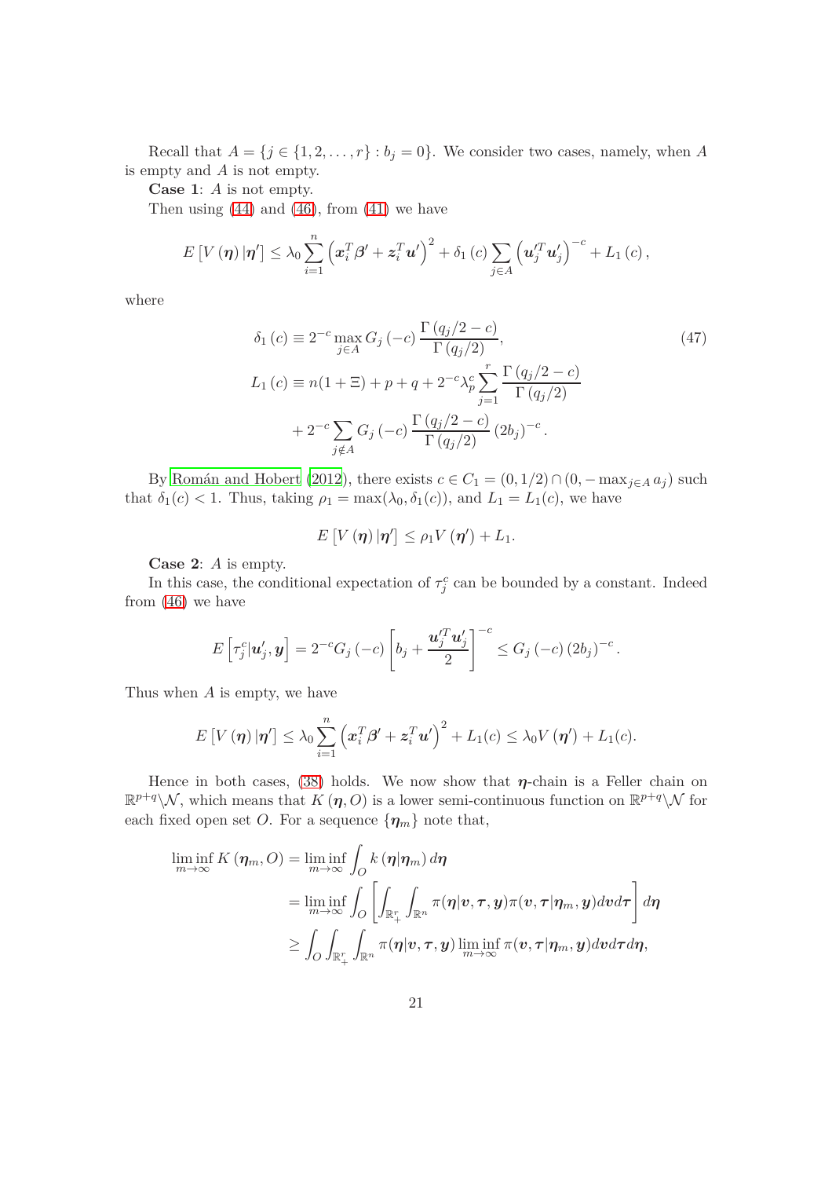Recall that $A = \{j \in \{1, 2, \ldots, r\} : b_j = 0\}$. We consider two cases, namely, when $A$ is empty and $A$ is not empty.

**Case 1**: $A$ is not empty.

Then using (44) and (46), from (41) we have

$$E\left[V\left(\boldsymbol{\eta}\right)|\boldsymbol{\eta}'\right] \leq \lambda_0 \sum_{i=1}^{n} \left(\boldsymbol{x}_i^T \boldsymbol{\beta}' + \boldsymbol{z}_i^T \boldsymbol{u}'\right)^2 + \delta_1\left(c\right) \sum_{j \in A} \left(\boldsymbol{u}_j'^T \boldsymbol{u}_j'\right)^{-c} + L_1\left(c\right),$$

where

$$\begin{aligned}
\delta_1\left(c\right) &\equiv 2^{-c} \max_{j \in A} G_j\left(-c\right) \frac{\Gamma\left(q_j/2 - c\right)}{\Gamma\left(q_j/2\right)}, \qquad (47)\\
L_1\left(c\right) &\equiv n(1+\Xi) + p + q + 2^{-c} \lambda_p^c \sum_{j=1}^{r} \frac{\Gamma\left(q_j/2 - c\right)}{\Gamma\left(q_j/2\right)} \\
&\quad + 2^{-c} \sum_{j \notin A} G_j\left(-c\right) \frac{\Gamma\left(q_j/2 - c\right)}{\Gamma\left(q_j/2\right)} \left(2b_j\right)^{-c}.
\end{aligned}$$

By Román and Hobert (2012), there exists $c \in C_1 = (0, 1/2) \cap (0, -\max_{j \in A} a_j)$ such that $\delta_1(c) < 1$. Thus, taking $\rho_1 = \max(\lambda_0, \delta_1(c))$, and $L_1 = L_1(c)$, we have

$$E\left[V\left(\boldsymbol{\eta}\right)|\boldsymbol{\eta}'\right] \leq \rho_1 V\left(\boldsymbol{\eta}'\right) + L_1.$$

**Case 2**: $A$ is empty.

In this case, the conditional expectation of $\tau_j^c$ can be bounded by a constant. Indeed from (46) we have

$$E\left[\tau_j^c|\boldsymbol{u}_j', \boldsymbol{y}\right] = 2^{-c} G_j\left(-c\right) \left[b_j + \frac{\boldsymbol{u}_j'^T \boldsymbol{u}_j'}{2}\right]^{-c} \leq G_j\left(-c\right) \left(2b_j\right)^{-c}.$$

Thus when $A$ is empty, we have

$$E\left[V\left(\boldsymbol{\eta}\right)|\boldsymbol{\eta}'\right] \leq \lambda_0 \sum_{i=1}^{n} \left(\boldsymbol{x}_i^T \boldsymbol{\beta}' + \boldsymbol{z}_i^T \boldsymbol{u}'\right)^2 + L_1(c) \leq \lambda_0 V\left(\boldsymbol{\eta}'\right) + L_1(c).$$

Hence in both cases, (38) holds. We now show that $\boldsymbol{\eta}$-chain is a Feller chain on $\mathbb{R}^{p+q} \backslash \mathcal{N}$, which means that $K\left(\boldsymbol{\eta}, O\right)$ is a lower semi-continuous function on $\mathbb{R}^{p+q} \backslash \mathcal{N}$ for each fixed open set $O$. For a sequence $\{\boldsymbol{\eta}_m\}$ note that,

$$\begin{aligned}
\liminf_{m \to \infty} K\left(\boldsymbol{\eta}_m, O\right) &= \liminf_{m \to \infty} \int_O k\left(\boldsymbol{\eta}|\boldsymbol{\eta}_m\right) d\boldsymbol{\eta} \\
&= \liminf_{m \to \infty} \int_O \left[\int_{\mathbb{R}_+^r} \int_{\mathbb{R}^n} \pi(\boldsymbol{\eta}|\boldsymbol{v}, \boldsymbol{\tau}, \boldsymbol{y}) \pi(\boldsymbol{v}, \boldsymbol{\tau}|\boldsymbol{\eta}_m, \boldsymbol{y}) d\boldsymbol{v} d\boldsymbol{\tau}\right] d\boldsymbol{\eta} \\
&\geq \int_O \int_{\mathbb{R}_+^r} \int_{\mathbb{R}^n} \pi(\boldsymbol{\eta}|\boldsymbol{v}, \boldsymbol{\tau}, \boldsymbol{y}) \liminf_{m \to \infty} \pi(\boldsymbol{v}, \boldsymbol{\tau}|\boldsymbol{\eta}_m, \boldsymbol{y}) d\boldsymbol{v} d\boldsymbol{\tau} d\boldsymbol{\eta},
\end{aligned}$$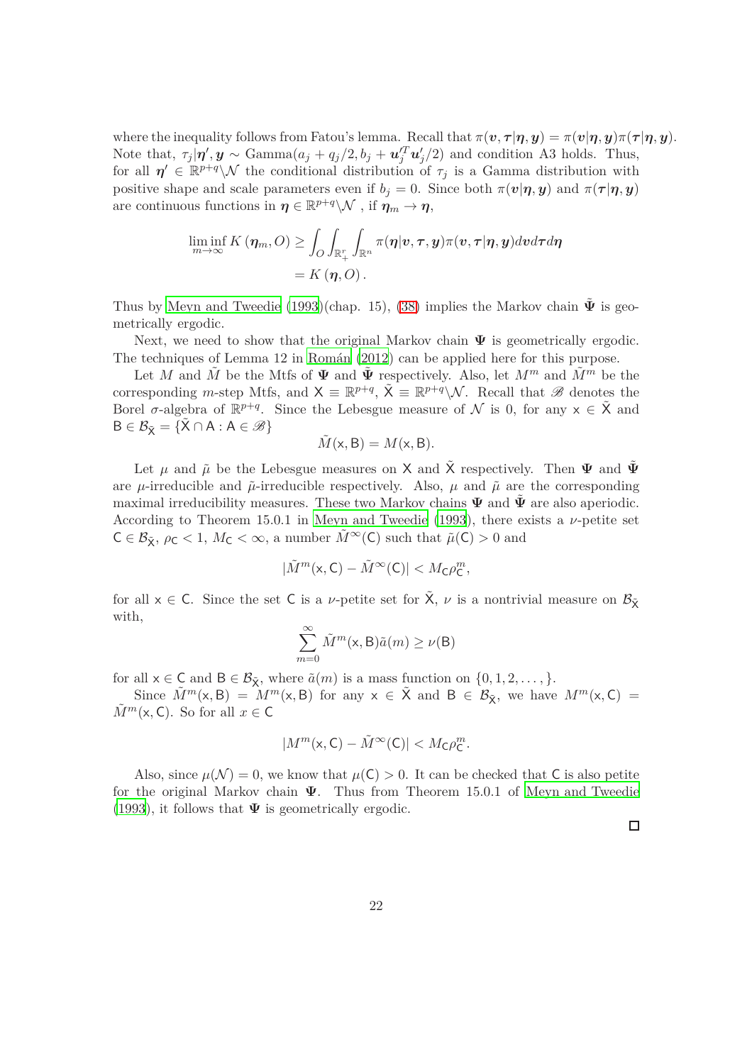where the inequality follows from Fatou's lemma. Recall that $\pi(\boldsymbol{v}, \boldsymbol{\tau}|\boldsymbol{\eta}, \boldsymbol{y}) = \pi(\boldsymbol{v}|\boldsymbol{\eta}, \boldsymbol{y})\pi(\boldsymbol{\tau}|\boldsymbol{\eta}, \boldsymbol{y})$. Note that, $\tau_j|\boldsymbol{\eta}', \boldsymbol{y} \sim \text{Gamma}(a_j + q_j/2, b_j + \boldsymbol{u}_j'^T\boldsymbol{u}_j'/2)$ and condition A3 holds. Thus, for all $\boldsymbol{\eta}' \in \mathbb{R}^{p+q}\backslash\mathcal{N}$ the conditional distribution of $\tau_j$ is a Gamma distribution with positive shape and scale parameters even if $b_j = 0$. Since both $\pi(\boldsymbol{v}|\boldsymbol{\eta}, \boldsymbol{y})$ and $\pi(\boldsymbol{\tau}|\boldsymbol{\eta}, \boldsymbol{y})$ are continuous functions in $\boldsymbol{\eta} \in \mathbb{R}^{p+q}\backslash\mathcal{N}$ , if $\boldsymbol{\eta}_m \to \boldsymbol{\eta}$,

$$
\begin{aligned}
\liminf_{m\to\infty} K(\boldsymbol{\eta}_m, O) &\geq \int_O \int_{\mathbb{R}_+^r} \int_{\mathbb{R}^n} \pi(\boldsymbol{\eta}|\boldsymbol{v}, \boldsymbol{\tau}, \boldsymbol{y})\pi(\boldsymbol{v}, \boldsymbol{\tau}|\boldsymbol{\eta}, \boldsymbol{y}) d\boldsymbol{v} d\boldsymbol{\tau} d\boldsymbol{\eta} \\
&= K(\boldsymbol{\eta}, O).
\end{aligned}
$$

Thus by Meyn and Tweedie (1993)(chap. 15), (38) implies the Markov chain $\tilde{\boldsymbol{\Psi}}$ is geometrically ergodic.

Next, we need to show that the original Markov chain $\boldsymbol{\Psi}$ is geometrically ergodic. The techniques of Lemma 12 in Román (2012) can be applied here for this purpose.

Let $M$ and $\tilde{M}$ be the Mtfs of $\boldsymbol{\Psi}$ and $\tilde{\boldsymbol{\Psi}}$ respectively. Also, let $M^m$ and $\tilde{M}^m$ be the corresponding $m$-step Mtfs, and $\mathsf{X} \equiv \mathbb{R}^{p+q}$, $\tilde{\mathsf{X}} \equiv \mathbb{R}^{p+q}\backslash\mathcal{N}$. Recall that $\mathscr{B}$ denotes the Borel $\sigma$-algebra of $\mathbb{R}^{p+q}$. Since the Lebesgue measure of $\mathcal{N}$ is 0, for any $\mathsf{x} \in \tilde{\mathsf{X}}$ and $\mathsf{B} \in \mathcal{B}_{\tilde{\mathsf{X}}} = \{\tilde{\mathsf{X}} \cap \mathsf{A} : \mathsf{A} \in \mathscr{B}\}$

$$
\tilde{M}(\mathsf{x}, \mathsf{B}) = M(\mathsf{x}, \mathsf{B}).
$$

Let $\mu$ and $\tilde{\mu}$ be the Lebesgue measures on $\mathsf{X}$ and $\tilde{\mathsf{X}}$ respectively. Then $\boldsymbol{\Psi}$ and $\tilde{\boldsymbol{\Psi}}$ are $\mu$-irreducible and $\tilde{\mu}$-irreducible respectively. Also, $\mu$ and $\tilde{\mu}$ are the corresponding maximal irreducibility measures. These two Markov chains $\boldsymbol{\Psi}$ and $\tilde{\boldsymbol{\Psi}}$ are also aperiodic. According to Theorem 15.0.1 in Meyn and Tweedie (1993), there exists a $\nu$-petite set $\mathsf{C} \in \mathcal{B}_{\tilde{\mathsf{X}}}$, $\rho_{\mathsf{C}} < 1$, $M_{\mathsf{C}} < \infty$, a number $\tilde{M}^\infty(\mathsf{C})$ such that $\tilde{\mu}(\mathsf{C}) > 0$ and

$$
|\tilde{M}^m(\mathsf{x}, \mathsf{C}) - \tilde{M}^\infty(\mathsf{C})| < M_{\mathsf{C}}\rho_{\mathsf{C}}^m,
$$

for all $\mathsf{x} \in \mathsf{C}$. Since the set $\mathsf{C}$ is a $\nu$-petite set for $\tilde{\mathsf{X}}$, $\nu$ is a nontrivial measure on $\mathcal{B}_{\tilde{\mathsf{X}}}$ with,

$$
\sum_{m=0}^{\infty} \tilde{M}^m(\mathsf{x}, \mathsf{B})\tilde{a}(m) \geq \nu(\mathsf{B})
$$

for all $\mathsf{x} \in \mathsf{C}$ and $\mathsf{B} \in \mathcal{B}_{\tilde{\mathsf{X}}}$, where $\tilde{a}(m)$ is a mass function on $\{0, 1, 2, \dots, \}$.

Since $\tilde{M}^m(\mathsf{x}, \mathsf{B}) = M^m(\mathsf{x}, \mathsf{B})$ for any $\mathsf{x} \in \tilde{\mathsf{X}}$ and $\mathsf{B} \in \mathcal{B}_{\tilde{\mathsf{X}}}$, we have $M^m(\mathsf{x}, \mathsf{C}) = \tilde{M}^m(\mathsf{x}, \mathsf{C})$. So for all $x \in \mathsf{C}$

$$
|M^m(\mathsf{x}, \mathsf{C}) - \tilde{M}^\infty(\mathsf{C})| < M_{\mathsf{C}}\rho_{\mathsf{C}}^m.
$$

Also, since $\mu(\mathcal{N}) = 0$, we know that $\mu(\mathsf{C}) > 0$. It can be checked that $\mathsf{C}$ is also petite for the original Markov chain $\boldsymbol{\Psi}$. Thus from Theorem 15.0.1 of Meyn and Tweedie (1993), it follows that $\boldsymbol{\Psi}$ is geometrically ergodic.

□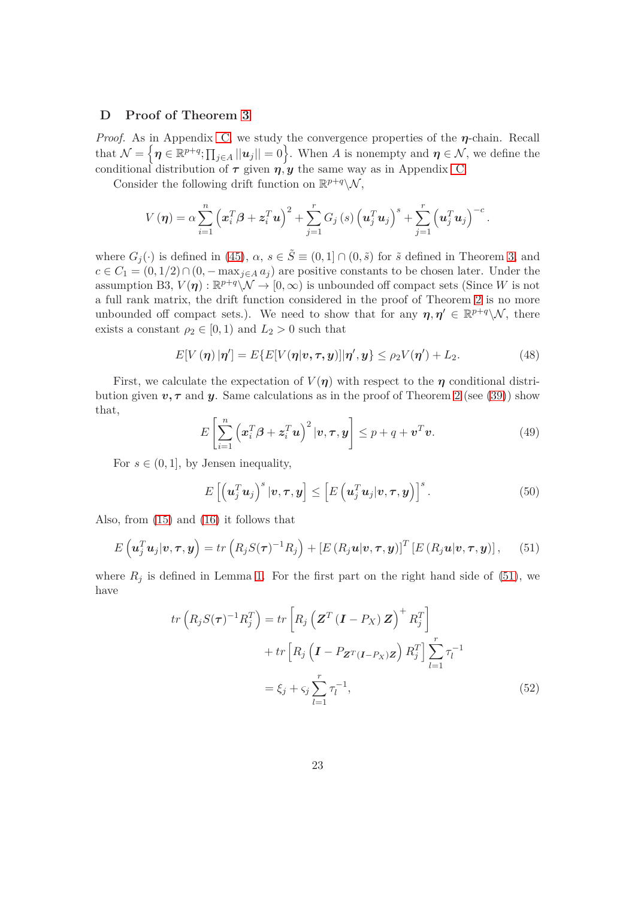## D Proof of Theorem 3

*Proof.* As in Appendix C, we study the convergence properties of the $\boldsymbol{\eta}$-chain. Recall that $\mathcal{N} = \left\{\boldsymbol{\eta} \in \mathbb{R}^{p+q}; \prod_{j\in A} ||\boldsymbol{u}_j|| = 0\right\}$. When $A$ is nonempty and $\boldsymbol{\eta} \in \mathcal{N}$, we define the conditional distribution of $\boldsymbol{\tau}$ given $\boldsymbol{\eta}, \boldsymbol{y}$ the same way as in Appendix C.

Consider the following drift function on $\mathbb{R}^{p+q}\backslash\mathcal{N}$,

$$V(\boldsymbol{\eta}) = \alpha \sum_{i=1}^{n} \left(\boldsymbol{x}_i^T \boldsymbol{\beta} + \boldsymbol{z}_i^T \boldsymbol{u}\right)^2 + \sum_{j=1}^{r} G_j(s) \left(\boldsymbol{u}_j^T \boldsymbol{u}_j\right)^s + \sum_{j=1}^{r} \left(\boldsymbol{u}_j^T \boldsymbol{u}_j\right)^{-c}.$$

where $G_j(\cdot)$ is defined in (45), $\alpha$, $s \in \tilde{S} \equiv (0,1] \cap (0, \tilde{s})$ for $\tilde{s}$ defined in Theorem 3, and $c \in C_1 = (0, 1/2) \cap (0, -\max_{j\in A} a_j)$ are positive constants to be chosen later. Under the assumption B3, $V(\boldsymbol{\eta}) : \mathbb{R}^{p+q}\backslash\mathcal{N} \to [0, \infty)$ is unbounded off compact sets (Since $W$ is not a full rank matrix, the drift function considered in the proof of Theorem 2 is no more unbounded off compact sets.). We need to show that for any $\boldsymbol{\eta}, \boldsymbol{\eta}' \in \mathbb{R}^{p+q}\backslash\mathcal{N}$, there exists a constant $\rho_2 \in [0, 1)$ and $L_2 > 0$ such that

$$E[V(\boldsymbol{\eta})\,|\boldsymbol{\eta}'] = E\{E[V(\boldsymbol{\eta}|\boldsymbol{v}, \boldsymbol{\tau}, \boldsymbol{y})]|\boldsymbol{\eta}', \boldsymbol{y}\} \le \rho_2 V(\boldsymbol{\eta}') + L_2. \tag{48}$$

First, we calculate the expectation of $V(\boldsymbol{\eta})$ with respect to the $\boldsymbol{\eta}$ conditional distribution given $\boldsymbol{v}, \boldsymbol{\tau}$ and $\boldsymbol{y}$. Same calculations as in the proof of Theorem 2 (see (39)) show that,

$$E\left[\sum_{i=1}^{n} \left(\boldsymbol{x}_i^T \boldsymbol{\beta} + \boldsymbol{z}_i^T \boldsymbol{u}\right)^2 |\boldsymbol{v}, \boldsymbol{\tau}, \boldsymbol{y}\right] \le p + q + \boldsymbol{v}^T \boldsymbol{v}. \tag{49}$$

For $s \in (0, 1]$, by Jensen inequality,

$$E\left[\left(\boldsymbol{u}_j^T \boldsymbol{u}_j\right)^s |\boldsymbol{v}, \boldsymbol{\tau}, \boldsymbol{y}\right] \le \left[E\left(\boldsymbol{u}_j^T \boldsymbol{u}_j |\boldsymbol{v}, \boldsymbol{\tau}, \boldsymbol{y}\right)\right]^s. \tag{50}$$

Also, from (15) and (16) it follows that

$$E\left(\boldsymbol{u}_j^T \boldsymbol{u}_j |\boldsymbol{v}, \boldsymbol{\tau}, \boldsymbol{y}\right) = tr\left(R_j S(\boldsymbol{\tau})^{-1} R_j\right) + \left[E\left(R_j \boldsymbol{u}|\boldsymbol{v}, \boldsymbol{\tau}, \boldsymbol{y}\right)\right]^T \left[E\left(R_j \boldsymbol{u}|\boldsymbol{v}, \boldsymbol{\tau}, \boldsymbol{y}\right)\right], \tag{51}$$

where $R_j$ is defined in Lemma 1. For the first part on the right hand side of (51), we have

$$\begin{aligned} tr\left(R_j S(\boldsymbol{\tau})^{-1} R_j^T\right) &= tr\left[R_j \left(\boldsymbol{Z}^T (\boldsymbol{I} - P_X) \boldsymbol{Z}\right)^+ R_j^T\right] \\ &\quad + tr\left[R_j \left(\boldsymbol{I} - P_{\boldsymbol{Z}^T(\boldsymbol{I}-P_X)\boldsymbol{Z}}\right) R_j^T\right] \sum_{l=1}^{r} \tau_l^{-1} \\ &= \xi_j + \varsigma_j \sum_{l=1}^{r} \tau_l^{-1}, \end{aligned} \tag{52}$$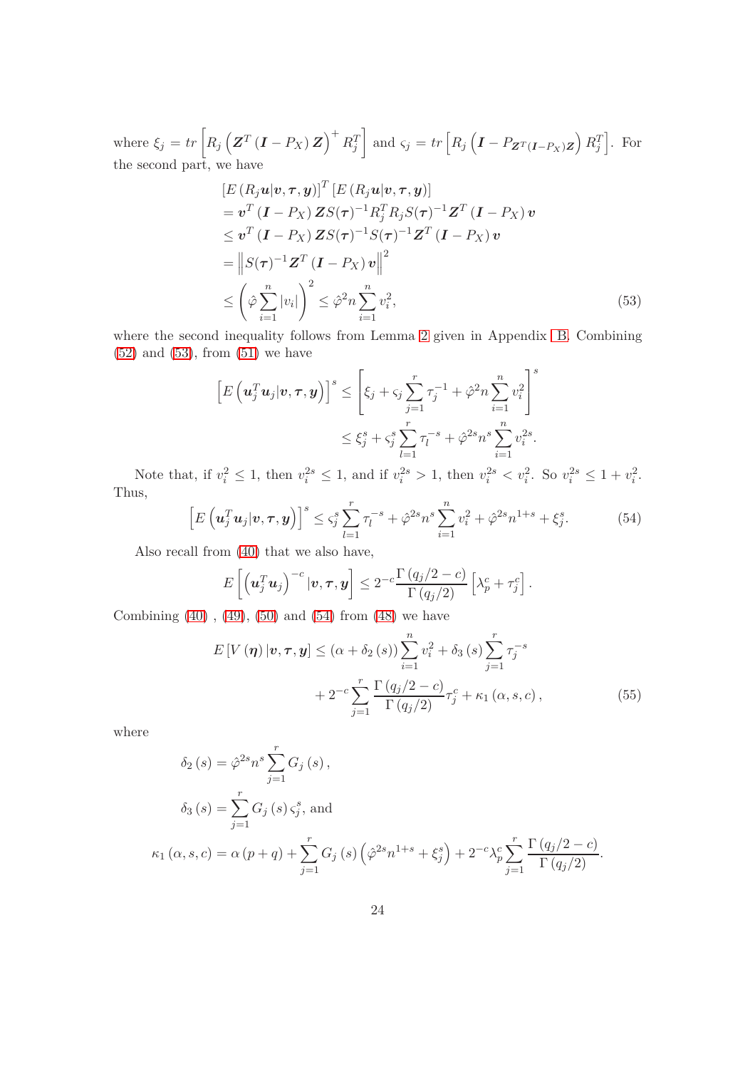where $\xi_j = tr\left[R_j\left(\boldsymbol{Z}^T\left(\boldsymbol{I}-P_X\right)\boldsymbol{Z}\right)^{+}R_j^T\right]$ and $\varsigma_j = tr\left[R_j\left(\boldsymbol{I}-P_{\boldsymbol{Z}^T\left(\boldsymbol{I}-P_X\right)\boldsymbol{Z}}\right)R_j^T\right]$. For the second part, we have

$$
\begin{aligned}
&\left[E\left(R_j\boldsymbol{u}|\boldsymbol{v},\boldsymbol{\tau},\boldsymbol{y}\right)\right]^T\left[E\left(R_j\boldsymbol{u}|\boldsymbol{v},\boldsymbol{\tau},\boldsymbol{y}\right)\right]\\
&=\boldsymbol{v}^T\left(\boldsymbol{I}-P_X\right)\boldsymbol{Z}S(\boldsymbol{\tau})^{-1}R_j^TR_jS(\boldsymbol{\tau})^{-1}\boldsymbol{Z}^T\left(\boldsymbol{I}-P_X\right)\boldsymbol{v}\\
&\leq\boldsymbol{v}^T\left(\boldsymbol{I}-P_X\right)\boldsymbol{Z}S(\boldsymbol{\tau})^{-1}S(\boldsymbol{\tau})^{-1}\boldsymbol{Z}^T\left(\boldsymbol{I}-P_X\right)\boldsymbol{v}\\
&=\left\|S(\boldsymbol{\tau})^{-1}\boldsymbol{Z}^T\left(\boldsymbol{I}-P_X\right)\boldsymbol{v}\right\|^2\\
&\leq\left(\hat{\varphi}\sum_{i=1}^{n}|v_i|\right)^2\leq\hat{\varphi}^2n\sum_{i=1}^{n}v_i^2,
\end{aligned}
\tag{53}
$$

where the second inequality follows from Lemma 2 given in Appendix B. Combining (52) and (53), from (51) we have

$$
\begin{aligned}
\left[E\left(\boldsymbol{u}_j^T\boldsymbol{u}_j|\boldsymbol{v},\boldsymbol{\tau},\boldsymbol{y}\right)\right]^s &\leq\left[\xi_j+\varsigma_j\sum_{j=1}^{r}\tau_j^{-1}+\hat{\varphi}^2n\sum_{i=1}^{n}v_i^2\right]^s\\
&\leq\xi_j^s+\varsigma_j^s\sum_{l=1}^{r}\tau_l^{-s}+\hat{\varphi}^{2s}n^s\sum_{i=1}^{n}v_i^{2s}.
\end{aligned}
$$

Note that, if $v_i^2\leq 1$, then $v_i^{2s}\leq 1$, and if $v_i^{2s}>1$, then $v_i^{2s}<v_i^2$. So $v_i^{2s}\leq 1+v_i^2$. Thus,

$$
\left[E\left(\boldsymbol{u}_j^T\boldsymbol{u}_j|\boldsymbol{v},\boldsymbol{\tau},\boldsymbol{y}\right)\right]^s\leq\varsigma_j^s\sum_{l=1}^{r}\tau_l^{-s}+\hat{\varphi}^{2s}n^s\sum_{i=1}^{n}v_i^2+\hat{\varphi}^{2s}n^{1+s}+\xi_j^s.
\tag{54}
$$

Also recall from (40) that we also have,

$$
E\left[\left(\boldsymbol{u}_j^T\boldsymbol{u}_j\right)^{-c}|\boldsymbol{v},\boldsymbol{\tau},\boldsymbol{y}\right]\leq 2^{-c}\frac{\Gamma\left(q_j/2-c\right)}{\Gamma\left(q_j/2\right)}\left[\lambda_p^c+\tau_j^c\right].
$$

Combining (40) , (49), (50) and (54) from (48) we have

$$
\begin{aligned}
E\left[V\left(\boldsymbol{\eta}\right)|\boldsymbol{v},\boldsymbol{\tau},\boldsymbol{y}\right]\leq&\left(\alpha+\delta_2\left(s\right)\right)\sum_{i=1}^{n}v_i^2+\delta_3\left(s\right)\sum_{j=1}^{r}\tau_j^{-s}\\
&+2^{-c}\sum_{j=1}^{r}\frac{\Gamma\left(q_j/2-c\right)}{\Gamma\left(q_j/2\right)}\tau_j^c+\kappa_1\left(\alpha,s,c\right),
\end{aligned}
\tag{55}
$$

where

$$
\delta_2\left(s\right)=\hat{\varphi}^{2s}n^s\sum_{j=1}^{r}G_j\left(s\right),
$$

$$
\delta_3\left(s\right)=\sum_{j=1}^{r}G_j\left(s\right)\varsigma_j^s,\text{ and}
$$

$$
\kappa_1\left(\alpha,s,c\right)=\alpha\left(p+q\right)+\sum_{j=1}^{r}G_j\left(s\right)\left(\hat{\varphi}^{2s}n^{1+s}+\xi_j^s\right)+2^{-c}\lambda_p^c\sum_{j=1}^{r}\frac{\Gamma\left(q_j/2-c\right)}{\Gamma\left(q_j/2\right)}.
$$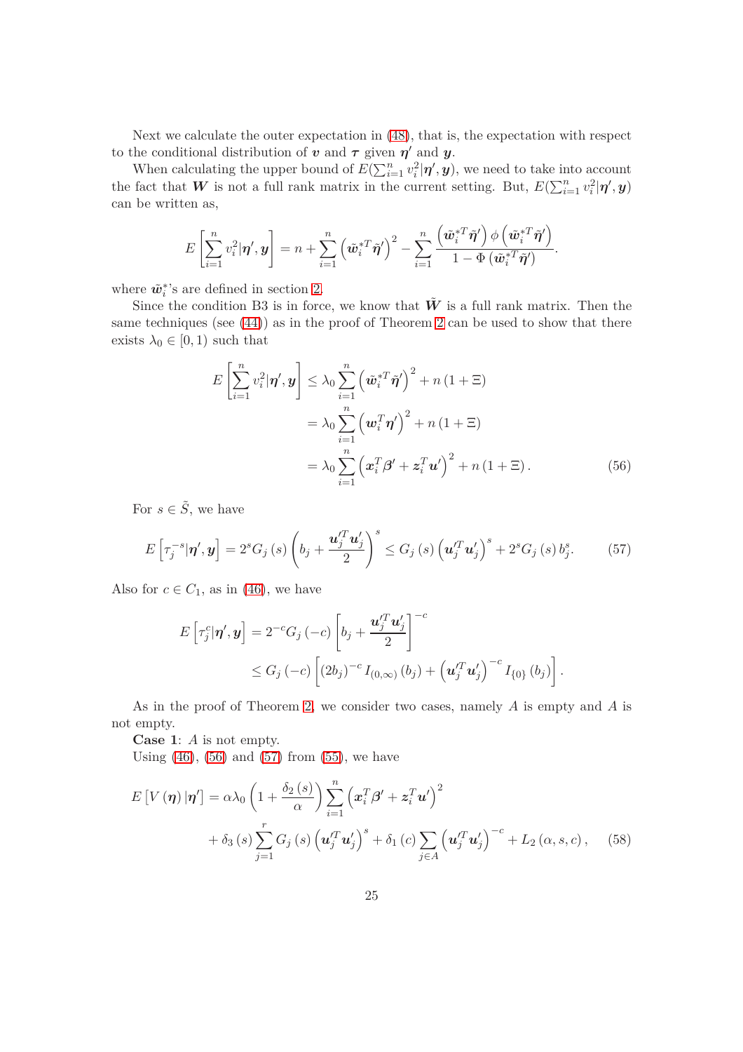Next we calculate the outer expectation in (48), that is, the expectation with respect to the conditional distribution of $\boldsymbol{v}$ and $\boldsymbol{\tau}$ given $\boldsymbol{\eta}'$ and $\boldsymbol{y}$.

When calculating the upper bound of $E(\sum_{i=1}^n v_i^2|\boldsymbol{\eta}',\boldsymbol{y})$, we need to take into account the fact that $\boldsymbol{W}$ is not a full rank matrix in the current setting. But, $E(\sum_{i=1}^n v_i^2|\boldsymbol{\eta}',\boldsymbol{y})$ can be written as,

$$E\left[\sum_{i=1}^n v_i^2|\boldsymbol{\eta}',\boldsymbol{y}\right] = n + \sum_{i=1}^n \left(\tilde{\boldsymbol{w}}_i^{*T}\tilde{\boldsymbol{\eta}}'\right)^2 - \sum_{i=1}^n \frac{\left(\tilde{\boldsymbol{w}}_i^{*T}\tilde{\boldsymbol{\eta}}'\right)\phi\left(\tilde{\boldsymbol{w}}_i^{*T}\tilde{\boldsymbol{\eta}}'\right)}{1-\Phi\left(\tilde{\boldsymbol{w}}_i^{*T}\tilde{\boldsymbol{\eta}}'\right)}.$$

where $\tilde{\boldsymbol{w}}_i^*$'s are defined in section 2.

Since the condition B3 is in force, we know that $\tilde{\boldsymbol{W}}$ is a full rank matrix. Then the same techniques (see (44)) as in the proof of Theorem 2 can be used to show that there exists $\lambda_0 \in [0,1)$ such that

$$\begin{aligned}
E\left[\sum_{i=1}^n v_i^2|\boldsymbol{\eta}',\boldsymbol{y}\right] &\le \lambda_0 \sum_{i=1}^n \left(\tilde{\boldsymbol{w}}_i^{*T}\tilde{\boldsymbol{\eta}}'\right)^2 + n\left(1+\Xi\right) \\
&= \lambda_0 \sum_{i=1}^n \left(\boldsymbol{w}_i^{T}\boldsymbol{\eta}'\right)^2 + n\left(1+\Xi\right) \\
&= \lambda_0 \sum_{i=1}^n \left(\boldsymbol{x}_i^{T}\boldsymbol{\beta}' + \boldsymbol{z}_i^T\boldsymbol{u}'\right)^2 + n\left(1+\Xi\right). \qquad (56)
\end{aligned}$$

For $s \in \tilde{S}$, we have

$$E\left[\tau_j^{-s}|\boldsymbol{\eta}',\boldsymbol{y}\right] = 2^s G_j(s)\left(b_j + \frac{\boldsymbol{u}_j'^T\boldsymbol{u}_j'}{2}\right)^s \le G_j(s)\left(\boldsymbol{u}_j'^T\boldsymbol{u}_j'\right)^s + 2^s G_j(s)\, b_j^s. \qquad (57)$$

Also for $c \in C_1$, as in (46), we have

$$\begin{aligned}
E\left[\tau_j^{c}|\boldsymbol{\eta}',\boldsymbol{y}\right] &= 2^{-c} G_j(-c)\left[b_j + \frac{\boldsymbol{u}_j'^T\boldsymbol{u}_j'}{2}\right]^{-c} \\
&\le G_j(-c)\left[(2b_j)^{-c} I_{(0,\infty)}(b_j) + \left(\boldsymbol{u}_j'^T\boldsymbol{u}_j'\right)^{-c} I_{\{0\}}(b_j)\right].
\end{aligned}$$

As in the proof of Theorem 2, we consider two cases, namely $A$ is empty and $A$ is not empty.

**Case 1**: $A$ is not empty.

Using (46), (56) and (57) from (55), we have

$$\begin{aligned}
E\left[V(\boldsymbol{\eta})|\boldsymbol{\eta}'\right] = {}& \alpha\lambda_0\left(1 + \frac{\delta_2(s)}{\alpha}\right)\sum_{i=1}^n \left(\boldsymbol{x}_i^T\boldsymbol{\beta}' + \boldsymbol{z}_i^T\boldsymbol{u}'\right)^2 \\
&+ \delta_3(s)\sum_{j=1}^r G_j(s)\left(\boldsymbol{u}_j'^T\boldsymbol{u}_j'\right)^s + \delta_1(c)\sum_{j\in A}\left(\boldsymbol{u}_j'^T\boldsymbol{u}_j'\right)^{-c} + L_2(\alpha,s,c), \qquad (58)
\end{aligned}$$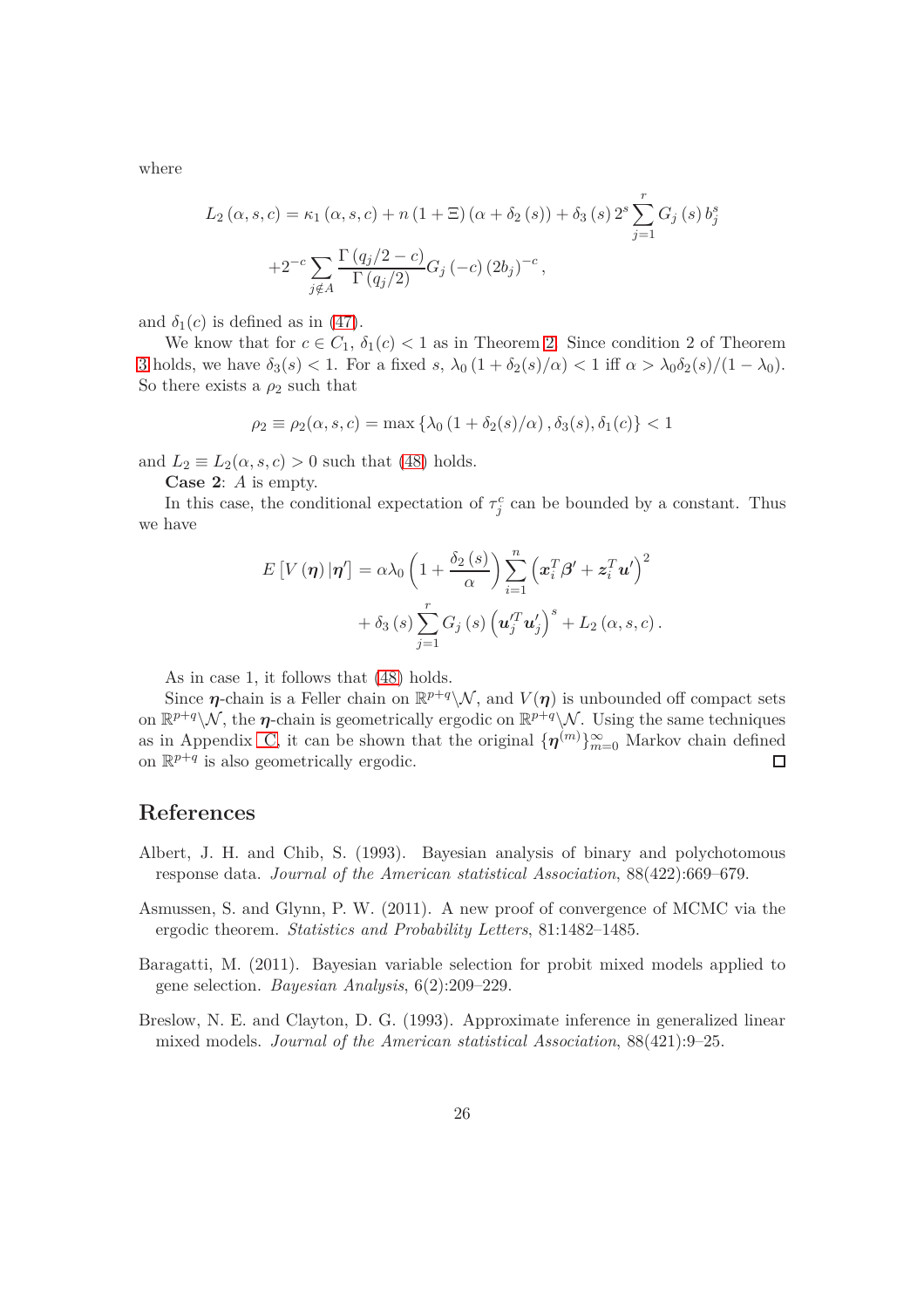where

$$
\begin{aligned}
L_2(\alpha, s, c) &= \kappa_1(\alpha, s, c) + n(1+\Xi)(\alpha + \delta_2(s)) + \delta_3(s)\, 2^s \sum_{j=1}^{r} G_j(s)\, b_j^s \\
&\quad + 2^{-c} \sum_{j \notin A} \frac{\Gamma(q_j/2 - c)}{\Gamma(q_j/2)} G_j(-c)\,(2b_j)^{-c},
\end{aligned}
$$

and $\delta_1(c)$ is defined as in (47).

We know that for $c \in C_1$, $\delta_1(c) < 1$ as in Theorem 2. Since condition 2 of Theorem 3 holds, we have $\delta_3(s) < 1$. For a fixed $s$, $\lambda_0(1 + \delta_2(s)/\alpha) < 1$ iff $\alpha > \lambda_0 \delta_2(s)/(1 - \lambda_0)$. So there exists a $\rho_2$ such that

$$
\rho_2 \equiv \rho_2(\alpha, s, c) = \max\left\{\lambda_0\left(1 + \delta_2(s)/\alpha\right), \delta_3(s), \delta_1(c)\right\} < 1
$$

and $L_2 \equiv L_2(\alpha, s, c) > 0$ such that (48) holds.

**Case 2**: $A$ is empty.

In this case, the conditional expectation of $\tau_j^c$ can be bounded by a constant. Thus we have

$$
\begin{aligned}
E\left[V(\boldsymbol{\eta})\,|\boldsymbol{\eta}'\right] &= \alpha\lambda_0\left(1 + \frac{\delta_2(s)}{\alpha}\right)\sum_{i=1}^{n}\left(\boldsymbol{x}_i^T\boldsymbol{\beta}' + \boldsymbol{z}_i^T\boldsymbol{u}'\right)^2 \\
&\quad + \delta_3(s)\sum_{j=1}^{r} G_j(s)\left(\boldsymbol{u}_j'^T\boldsymbol{u}_j'\right)^s + L_2(\alpha, s, c).
\end{aligned}
$$

As in case 1, it follows that (48) holds.

Since $\boldsymbol{\eta}$-chain is a Feller chain on $\mathbb{R}^{p+q}\backslash\mathcal{N}$, and $V(\boldsymbol{\eta})$ is unbounded off compact sets on $\mathbb{R}^{p+q}\backslash\mathcal{N}$, the $\boldsymbol{\eta}$-chain is geometrically ergodic on $\mathbb{R}^{p+q}\backslash\mathcal{N}$. Using the same techniques as in Appendix C, it can be shown that the original $\{\boldsymbol{\eta}^{(m)}\}_{m=0}^{\infty}$ Markov chain defined on $\mathbb{R}^{p+q}$ is also geometrically ergodic. □

## References

Albert, J. H. and Chib, S. (1993). Bayesian analysis of binary and polychotomous response data. *Journal of the American statistical Association*, 88(422):669–679.

Asmussen, S. and Glynn, P. W. (2011). A new proof of convergence of MCMC via the ergodic theorem. *Statistics and Probability Letters*, 81:1482–1485.

Baragatti, M. (2011). Bayesian variable selection for probit mixed models applied to gene selection. *Bayesian Analysis*, 6(2):209–229.

Breslow, N. E. and Clayton, D. G. (1993). Approximate inference in generalized linear mixed models. *Journal of the American statistical Association*, 88(421):9–25.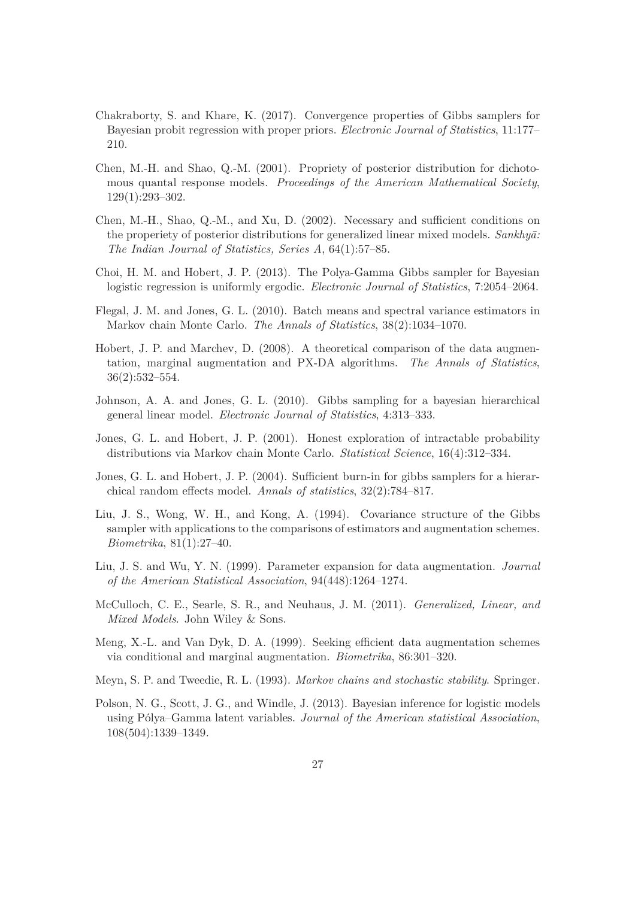Chakraborty, S. and Khare, K. (2017). Convergence properties of Gibbs samplers for Bayesian probit regression with proper priors. *Electronic Journal of Statistics*, 11:177–210.

Chen, M.-H. and Shao, Q.-M. (2001). Propriety of posterior distribution for dichotomous quantal response models. *Proceedings of the American Mathematical Society*, 129(1):293–302.

Chen, M.-H., Shao, Q.-M., and Xu, D. (2002). Necessary and sufficient conditions on the properiety of posterior distributions for generalized linear mixed models. *Sankhyā: The Indian Journal of Statistics, Series A*, 64(1):57–85.

Choi, H. M. and Hobert, J. P. (2013). The Polya-Gamma Gibbs sampler for Bayesian logistic regression is uniformly ergodic. *Electronic Journal of Statistics*, 7:2054–2064.

Flegal, J. M. and Jones, G. L. (2010). Batch means and spectral variance estimators in Markov chain Monte Carlo. *The Annals of Statistics*, 38(2):1034–1070.

Hobert, J. P. and Marchev, D. (2008). A theoretical comparison of the data augmentation, marginal augmentation and PX-DA algorithms. *The Annals of Statistics*, 36(2):532–554.

Johnson, A. A. and Jones, G. L. (2010). Gibbs sampling for a bayesian hierarchical general linear model. *Electronic Journal of Statistics*, 4:313–333.

Jones, G. L. and Hobert, J. P. (2001). Honest exploration of intractable probability distributions via Markov chain Monte Carlo. *Statistical Science*, 16(4):312–334.

Jones, G. L. and Hobert, J. P. (2004). Sufficient burn-in for gibbs samplers for a hierarchical random effects model. *Annals of statistics*, 32(2):784–817.

Liu, J. S., Wong, W. H., and Kong, A. (1994). Covariance structure of the Gibbs sampler with applications to the comparisons of estimators and augmentation schemes. *Biometrika*, 81(1):27–40.

Liu, J. S. and Wu, Y. N. (1999). Parameter expansion for data augmentation. *Journal of the American Statistical Association*, 94(448):1264–1274.

McCulloch, C. E., Searle, S. R., and Neuhaus, J. M. (2011). *Generalized, Linear, and Mixed Models*. John Wiley & Sons.

Meng, X.-L. and Van Dyk, D. A. (1999). Seeking efficient data augmentation schemes via conditional and marginal augmentation. *Biometrika*, 86:301–320.

Meyn, S. P. and Tweedie, R. L. (1993). *Markov chains and stochastic stability*. Springer.

Polson, N. G., Scott, J. G., and Windle, J. (2013). Bayesian inference for logistic models using Pólya–Gamma latent variables. *Journal of the American statistical Association*, 108(504):1339–1349.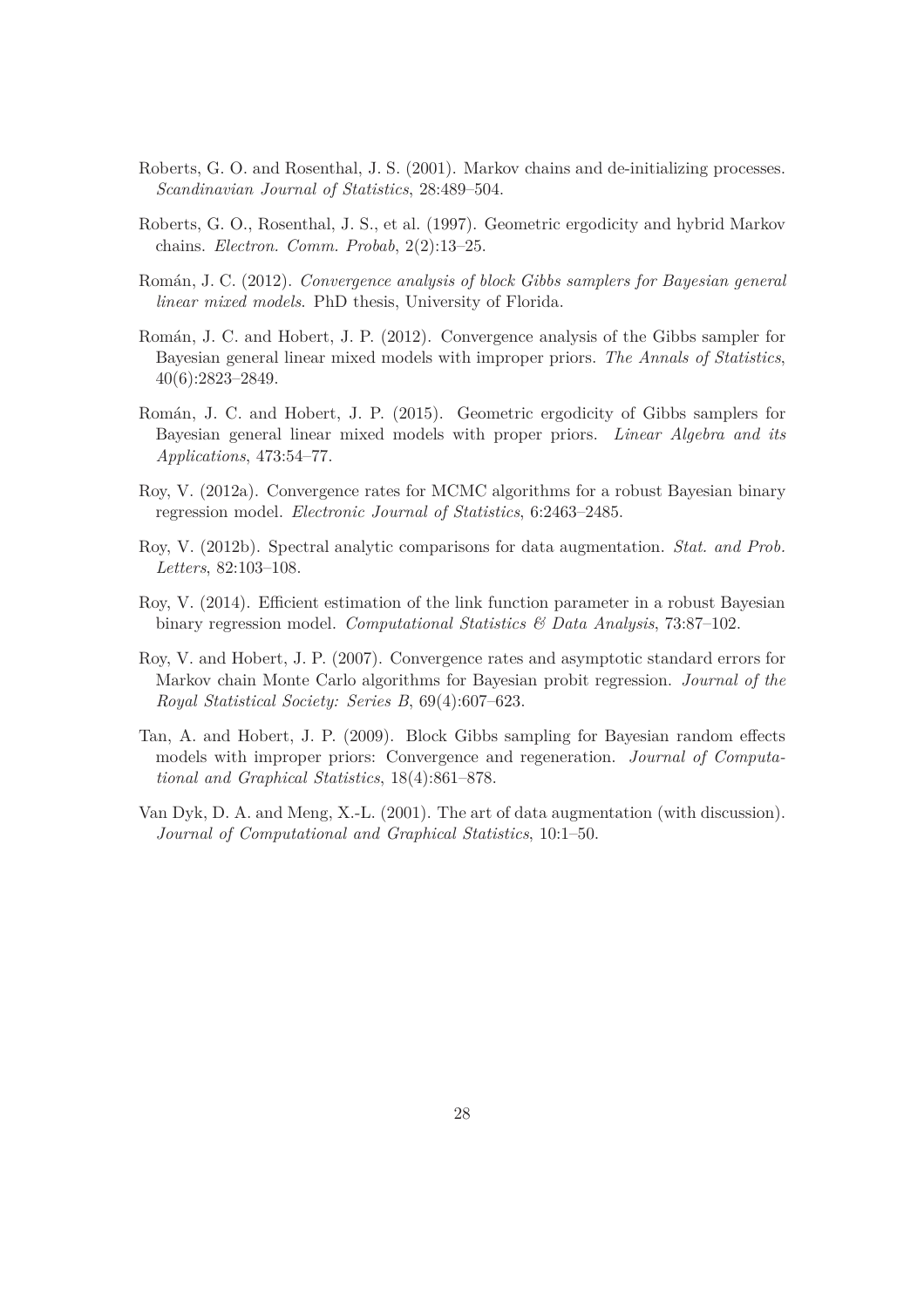Roberts, G. O. and Rosenthal, J. S. (2001). Markov chains and de-initializing processes. *Scandinavian Journal of Statistics*, 28:489–504.

Roberts, G. O., Rosenthal, J. S., et al. (1997). Geometric ergodicity and hybrid Markov chains. *Electron. Comm. Probab*, 2(2):13–25.

Román, J. C. (2012). *Convergence analysis of block Gibbs samplers for Bayesian general linear mixed models*. PhD thesis, University of Florida.

Román, J. C. and Hobert, J. P. (2012). Convergence analysis of the Gibbs sampler for Bayesian general linear mixed models with improper priors. *The Annals of Statistics*, 40(6):2823–2849.

Román, J. C. and Hobert, J. P. (2015). Geometric ergodicity of Gibbs samplers for Bayesian general linear mixed models with proper priors. *Linear Algebra and its Applications*, 473:54–77.

Roy, V. (2012a). Convergence rates for MCMC algorithms for a robust Bayesian binary regression model. *Electronic Journal of Statistics*, 6:2463–2485.

Roy, V. (2012b). Spectral analytic comparisons for data augmentation. *Stat. and Prob. Letters*, 82:103–108.

Roy, V. (2014). Efficient estimation of the link function parameter in a robust Bayesian binary regression model. *Computational Statistics & Data Analysis*, 73:87–102.

Roy, V. and Hobert, J. P. (2007). Convergence rates and asymptotic standard errors for Markov chain Monte Carlo algorithms for Bayesian probit regression. *Journal of the Royal Statistical Society: Series B*, 69(4):607–623.

Tan, A. and Hobert, J. P. (2009). Block Gibbs sampling for Bayesian random effects models with improper priors: Convergence and regeneration. *Journal of Computational and Graphical Statistics*, 18(4):861–878.

Van Dyk, D. A. and Meng, X.-L. (2001). The art of data augmentation (with discussion). *Journal of Computational and Graphical Statistics*, 10:1–50.